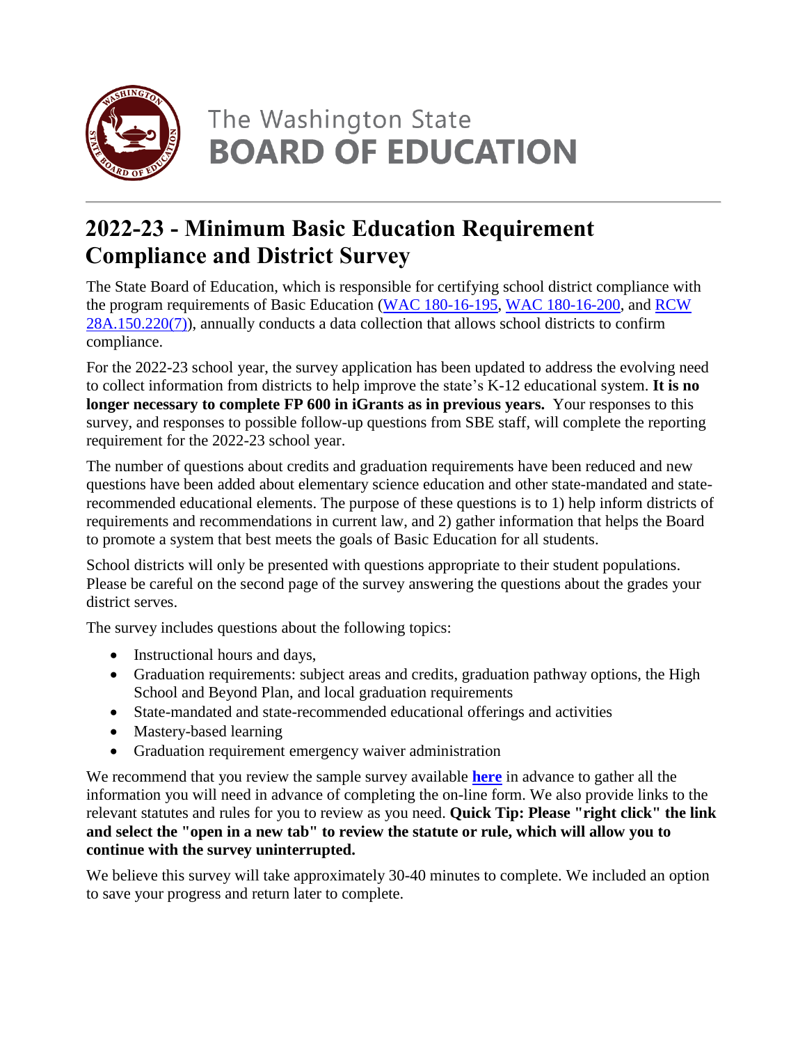The Washington State
**BOARD OF EDUCATION**

# 2022-23 - Minimum Basic Education Requirement Compliance and District Survey

The State Board of Education, which is responsible for certifying school district compliance with the program requirements of Basic Education (WAC 180-16-195, WAC 180-16-200, and RCW 28A.150.220(7)), annually conducts a data collection that allows school districts to confirm compliance.

For the 2022-23 school year, the survey application has been updated to address the evolving need to collect information from districts to help improve the state's K-12 educational system. **It is no longer necessary to complete FP 600 in iGrants as in previous years.** Your responses to this survey, and responses to possible follow-up questions from SBE staff, will complete the reporting requirement for the 2022-23 school year.

The number of questions about credits and graduation requirements have been reduced and new questions have been added about elementary science education and other state-mandated and state-recommended educational elements. The purpose of these questions is to 1) help inform districts of requirements and recommendations in current law, and 2) gather information that helps the Board to promote a system that best meets the goals of Basic Education for all students.

School districts will only be presented with questions appropriate to their student populations. Please be careful on the second page of the survey answering the questions about the grades your district serves.

The survey includes questions about the following topics:

- Instructional hours and days,
- Graduation requirements: subject areas and credits, graduation pathway options, the High School and Beyond Plan, and local graduation requirements
- State-mandated and state-recommended educational offerings and activities
- Mastery-based learning
- Graduation requirement emergency waiver administration

We recommend that you review the sample survey available **here** in advance to gather all the information you will need in advance of completing the on-line form. We also provide links to the relevant statutes and rules for you to review as you need. **Quick Tip: Please "right click" the link and select the "open in a new tab" to review the statute or rule, which will allow you to continue with the survey uninterrupted.**

We believe this survey will take approximately 30-40 minutes to complete. We included an option to save your progress and return later to complete.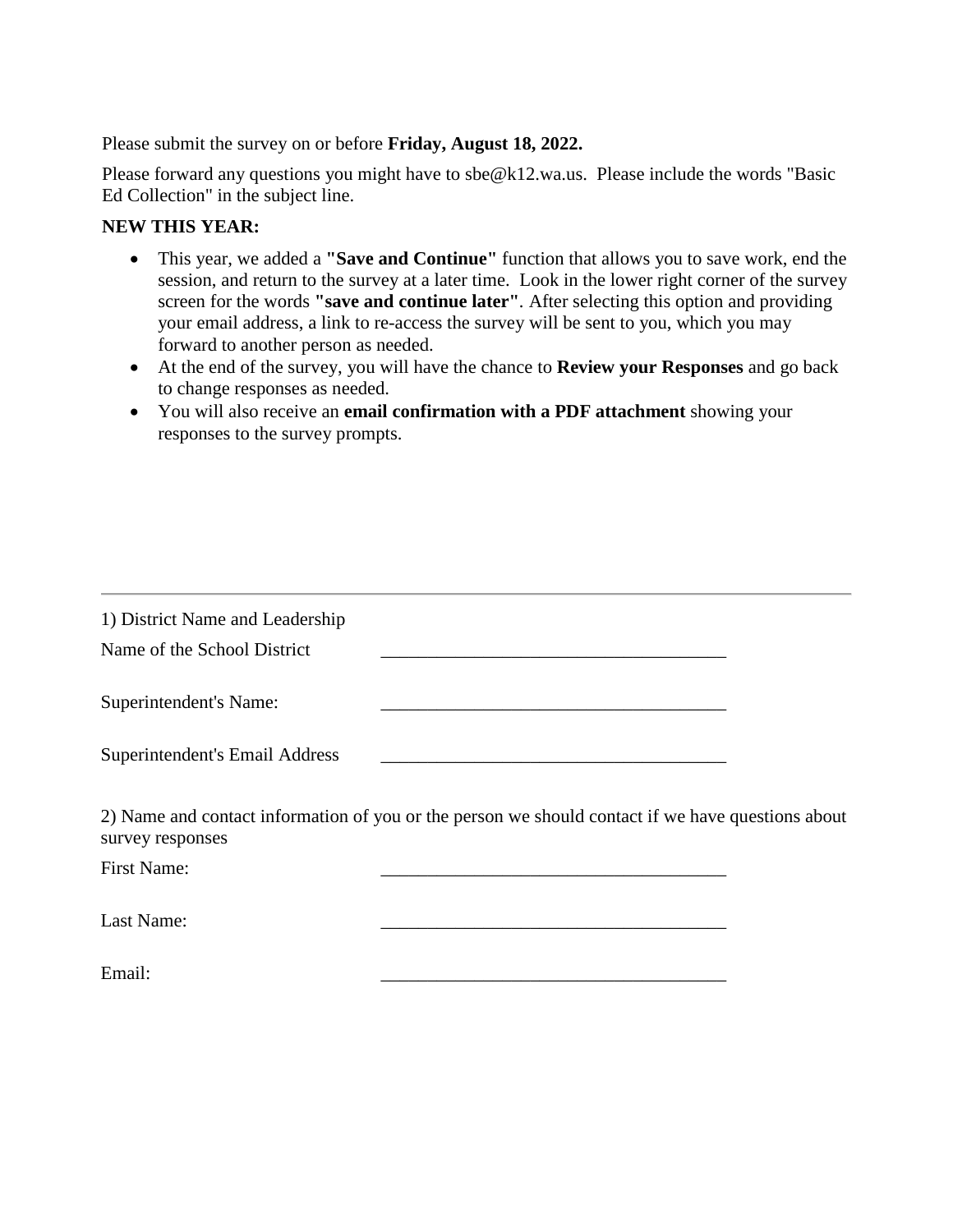Please submit the survey on or before **Friday, August 18, 2022.**

Please forward any questions you might have to sbe@k12.wa.us. Please include the words "Basic Ed Collection" in the subject line.

**NEW THIS YEAR:**

- This year, we added a **"Save and Continue"** function that allows you to save work, end the session, and return to the survey at a later time. Look in the lower right corner of the survey screen for the words **"save and continue later"**. After selecting this option and providing your email address, a link to re-access the survey will be sent to you, which you may forward to another person as needed.
- At the end of the survey, you will have the chance to **Review your Responses** and go back to change responses as needed.
- You will also receive an **email confirmation with a PDF attachment** showing your responses to the survey prompts.

---

1) District Name and Leadership

Name of the School District ______________________________________

Superintendent's Name: ______________________________________

Superintendent's Email Address ______________________________________

2) Name and contact information of you or the person we should contact if we have questions about survey responses

First Name: ______________________________________

Last Name: ______________________________________

Email: ______________________________________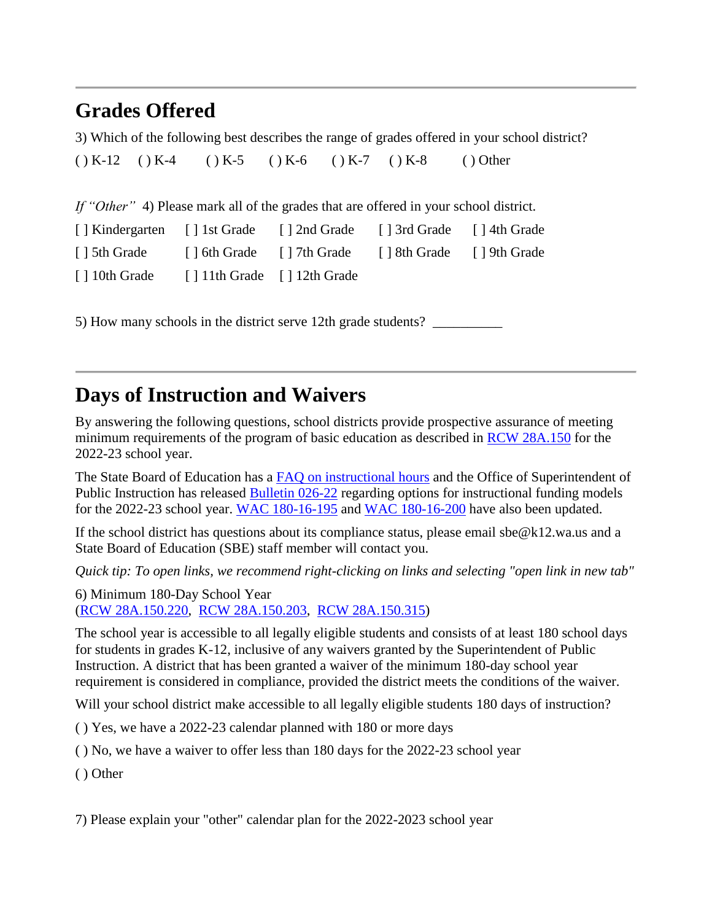---

## Grades Offered

3) Which of the following best describes the range of grades offered in your school district?

( ) K-12 ( ) K-4 ( ) K-5 ( ) K-6 ( ) K-7 ( ) K-8 ( ) Other

*If "Other"* 4) Please mark all of the grades that are offered in your school district.

[ ] Kindergarten [ ] 1st Grade [ ] 2nd Grade [ ] 3rd Grade [ ] 4th Grade
[ ] 5th Grade [ ] 6th Grade [ ] 7th Grade [ ] 8th Grade [ ] 9th Grade
[ ] 10th Grade [ ] 11th Grade [ ] 12th Grade

5) How many schools in the district serve 12th grade students? __________

---

## Days of Instruction and Waivers

By answering the following questions, school districts provide prospective assurance of meeting minimum requirements of the program of basic education as described in RCW 28A.150 for the 2022-23 school year.

The State Board of Education has a FAQ on instructional hours and the Office of Superintendent of Public Instruction has released Bulletin 026-22 regarding options for instructional funding models for the 2022-23 school year. WAC 180-16-195 and WAC 180-16-200 have also been updated.

If the school district has questions about its compliance status, please email sbe@k12.wa.us and a State Board of Education (SBE) staff member will contact you.

*Quick tip: To open links, we recommend right-clicking on links and selecting "open link in new tab"*

6) Minimum 180-Day School Year
(RCW 28A.150.220, RCW 28A.150.203, RCW 28A.150.315)

The school year is accessible to all legally eligible students and consists of at least 180 school days for students in grades K-12, inclusive of any waivers granted by the Superintendent of Public Instruction. A district that has been granted a waiver of the minimum 180-day school year requirement is considered in compliance, provided the district meets the conditions of the waiver.

Will your school district make accessible to all legally eligible students 180 days of instruction?

( ) Yes, we have a 2022-23 calendar planned with 180 or more days

( ) No, we have a waiver to offer less than 180 days for the 2022-23 school year

( ) Other

7) Please explain your "other" calendar plan for the 2022-2023 school year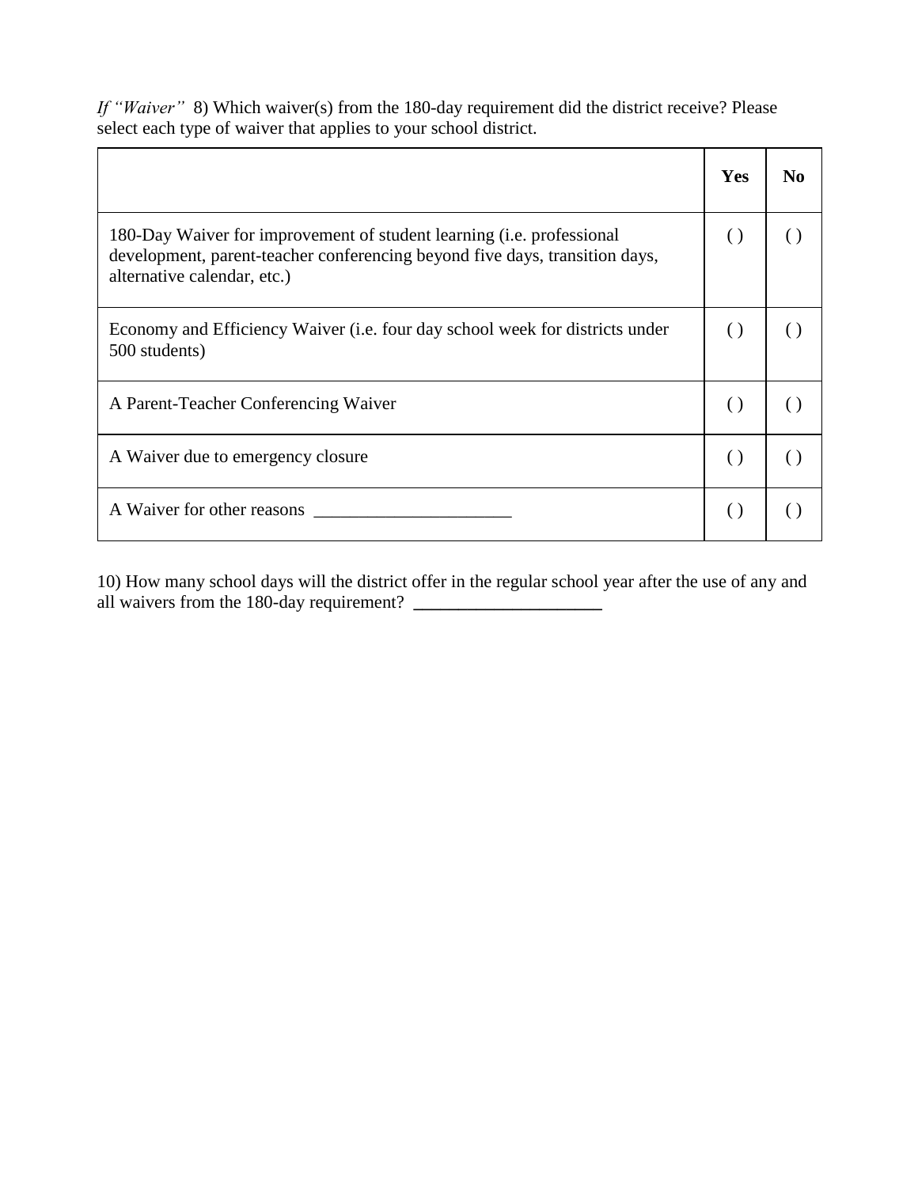*If "Waiver"* 8) Which waiver(s) from the 180-day requirement did the district receive? Please select each type of waiver that applies to your school district.

| | **Yes** | **No** |
|---|---|---|
| 180-Day Waiver for improvement of student learning (i.e. professional development, parent-teacher conferencing beyond five days, transition days, alternative calendar, etc.) | ( ) | ( ) |
| Economy and Efficiency Waiver (i.e. four day school week for districts under 500 students) | ( ) | ( ) |
| A Parent-Teacher Conferencing Waiver | ( ) | ( ) |
| A Waiver due to emergency closure | ( ) | ( ) |
| A Waiver for other reasons ______________________ | ( ) | ( ) |

10) How many school days will the district offer in the regular school year after the use of any and all waivers from the 180-day requirement? _____________________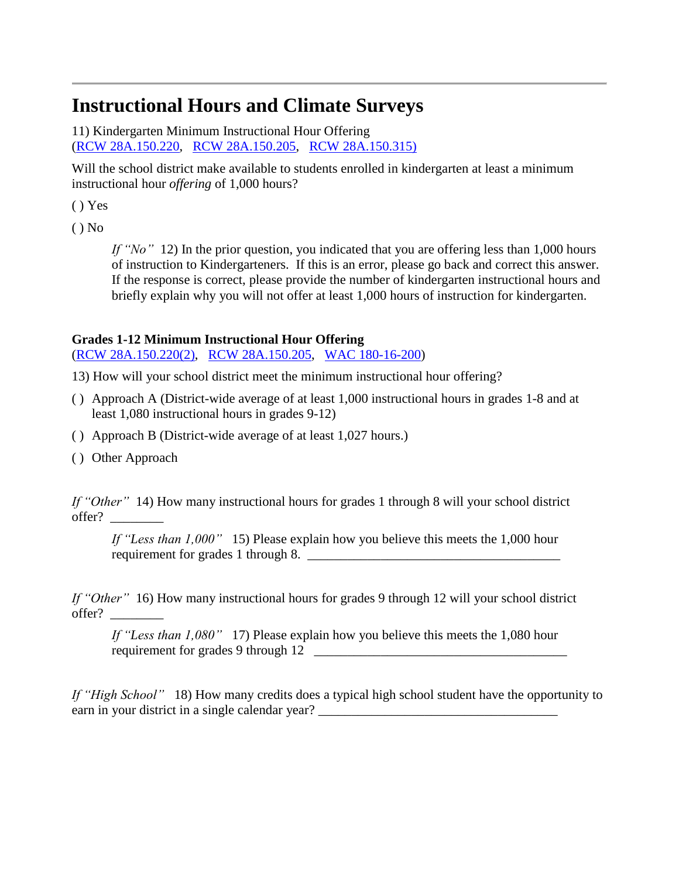# Instructional Hours and Climate Surveys

11) Kindergarten Minimum Instructional Hour Offering
(RCW 28A.150.220, RCW 28A.150.205, RCW 28A.150.315)

Will the school district make available to students enrolled in kindergarten at least a minimum instructional hour *offering* of 1,000 hours?

( ) Yes

( ) No

> *If "No"* 12) In the prior question, you indicated that you are offering less than 1,000 hours of instruction to Kindergarteners. If this is an error, please go back and correct this answer. If the response is correct, please provide the number of kindergarten instructional hours and briefly explain why you will not offer at least 1,000 hours of instruction for kindergarten.

**Grades 1-12 Minimum Instructional Hour Offering**
(RCW 28A.150.220(2), RCW 28A.150.205, WAC 180-16-200)

13) How will your school district meet the minimum instructional hour offering?

( ) Approach A (District-wide average of at least 1,000 instructional hours in grades 1-8 and at least 1,080 instructional hours in grades 9-12)

( ) Approach B (District-wide average of at least 1,027 hours.)

( ) Other Approach

*If "Other"* 14) How many instructional hours for grades 1 through 8 will your school district offer? ________

> *If "Less than 1,000"* 15) Please explain how you believe this meets the 1,000 hour requirement for grades 1 through 8. ________________________________________

*If "Other"* 16) How many instructional hours for grades 9 through 12 will your school district offer? ________

> *If "Less than 1,080"* 17) Please explain how you believe this meets the 1,080 hour requirement for grades 9 through 12 ________________________________________

*If "High School"* 18) How many credits does a typical high school student have the opportunity to earn in your district in a single calendar year? ______________________________________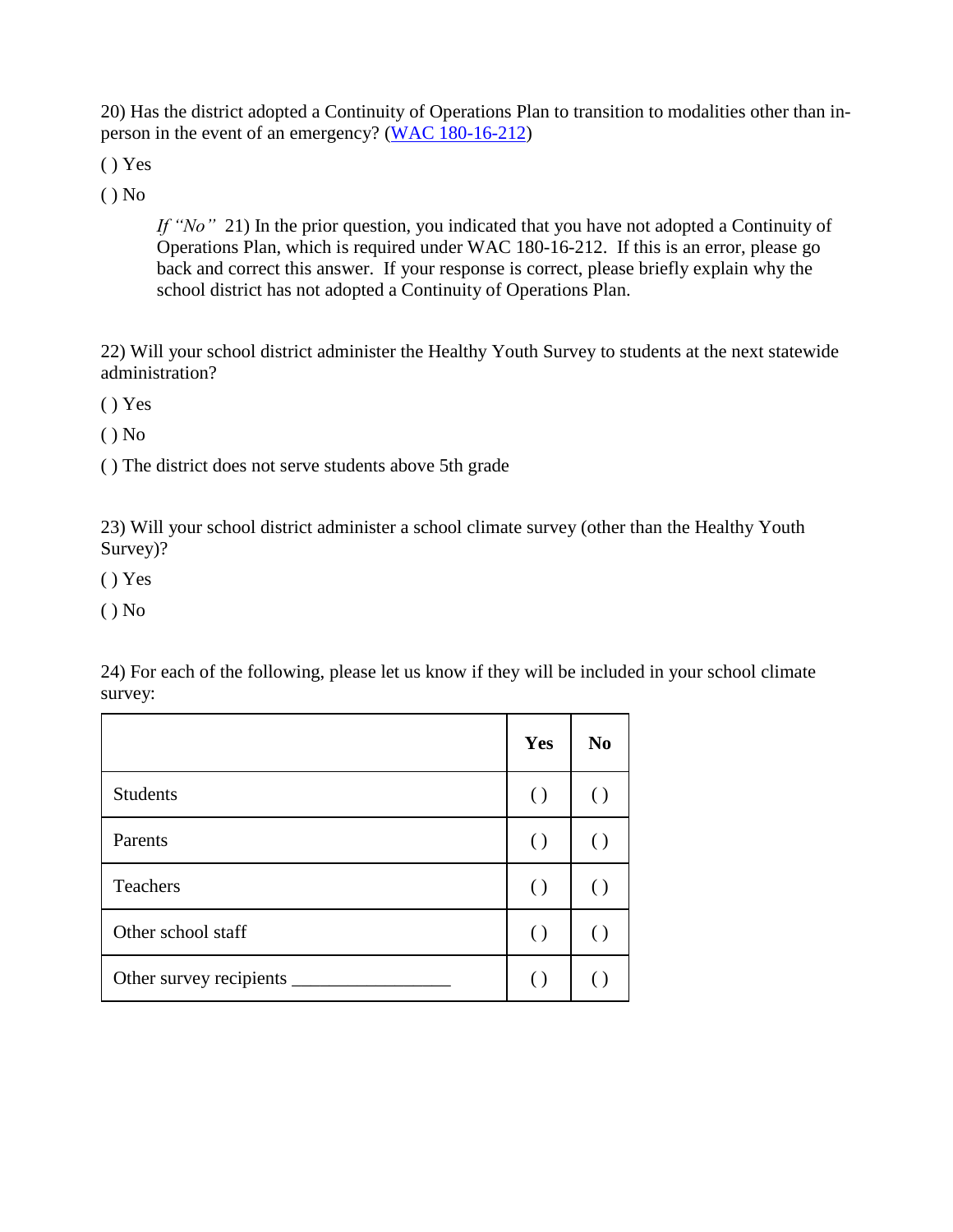20) Has the district adopted a Continuity of Operations Plan to transition to modalities other than in-person in the event of an emergency? ([WAC 180-16-212](WAC 180-16-212))

( ) Yes

( ) No

> *If "No"* 21) In the prior question, you indicated that you have not adopted a Continuity of Operations Plan, which is required under WAC 180-16-212. If this is an error, please go back and correct this answer. If your response is correct, please briefly explain why the school district has not adopted a Continuity of Operations Plan.

22) Will your school district administer the Healthy Youth Survey to students at the next statewide administration?

( ) Yes

( ) No

( ) The district does not serve students above 5th grade

23) Will your school district administer a school climate survey (other than the Healthy Youth Survey)?

( ) Yes

( ) No

24) For each of the following, please let us know if they will be included in your school climate survey:

| | **Yes** | **No** |
|---|---|---|
| Students | ( ) | ( ) |
| Parents | ( ) | ( ) |
| Teachers | ( ) | ( ) |
| Other school staff | ( ) | ( ) |
| Other survey recipients _________________ | ( ) | ( ) |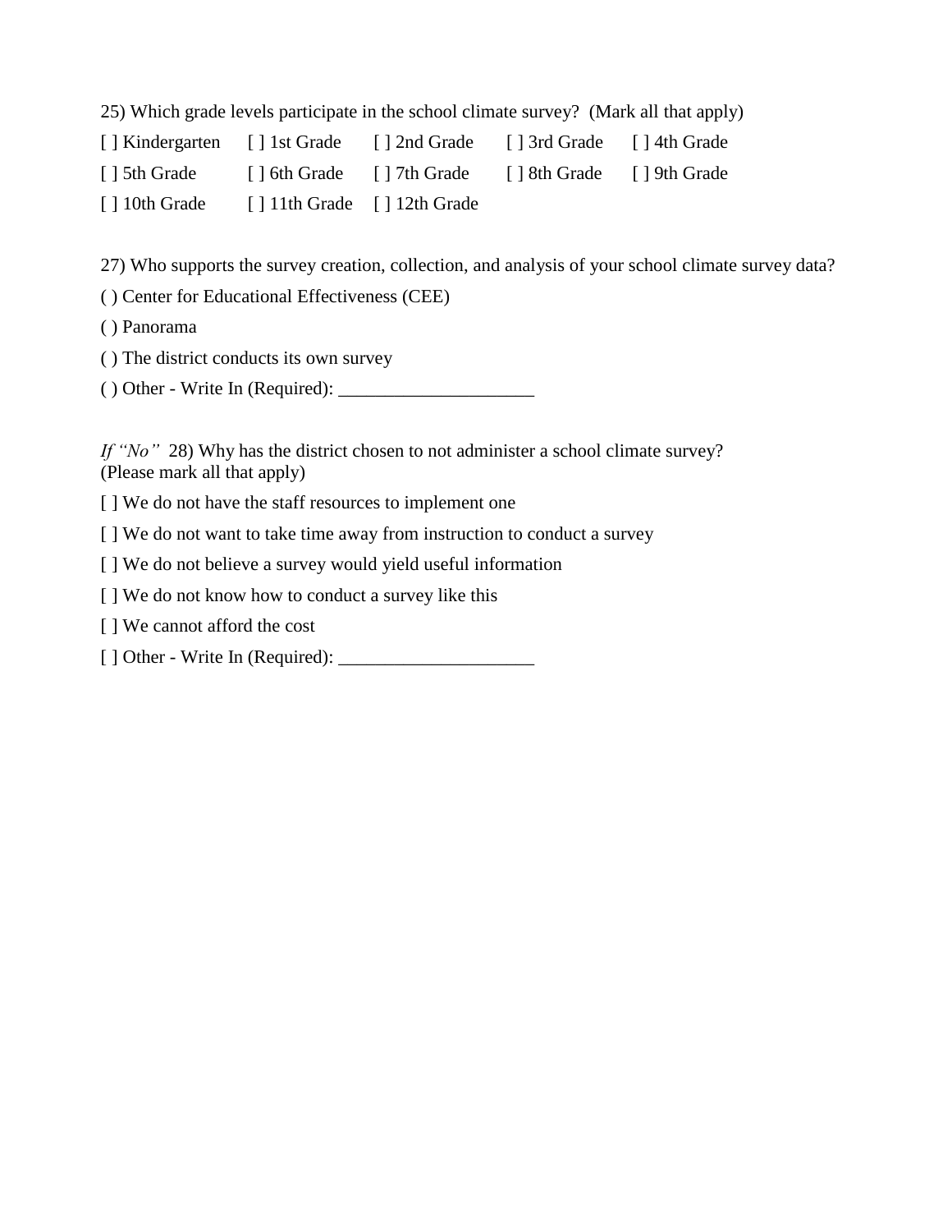25) Which grade levels participate in the school climate survey? (Mark all that apply)

[ ] Kindergarten [ ] 1st Grade [ ] 2nd Grade [ ] 3rd Grade [ ] 4th Grade

[ ] 5th Grade [ ] 6th Grade [ ] 7th Grade [ ] 8th Grade [ ] 9th Grade

[ ] 10th Grade [ ] 11th Grade [ ] 12th Grade

27) Who supports the survey creation, collection, and analysis of your school climate survey data?

( ) Center for Educational Effectiveness (CEE)

( ) Panorama

( ) The district conducts its own survey

( ) Other - Write In (Required): _____________________

*If "No"* 28) Why has the district chosen to not administer a school climate survey? (Please mark all that apply)

[ ] We do not have the staff resources to implement one

[ ] We do not want to take time away from instruction to conduct a survey

[ ] We do not believe a survey would yield useful information

[ ] We do not know how to conduct a survey like this

[ ] We cannot afford the cost

[ ] Other - Write In (Required): _____________________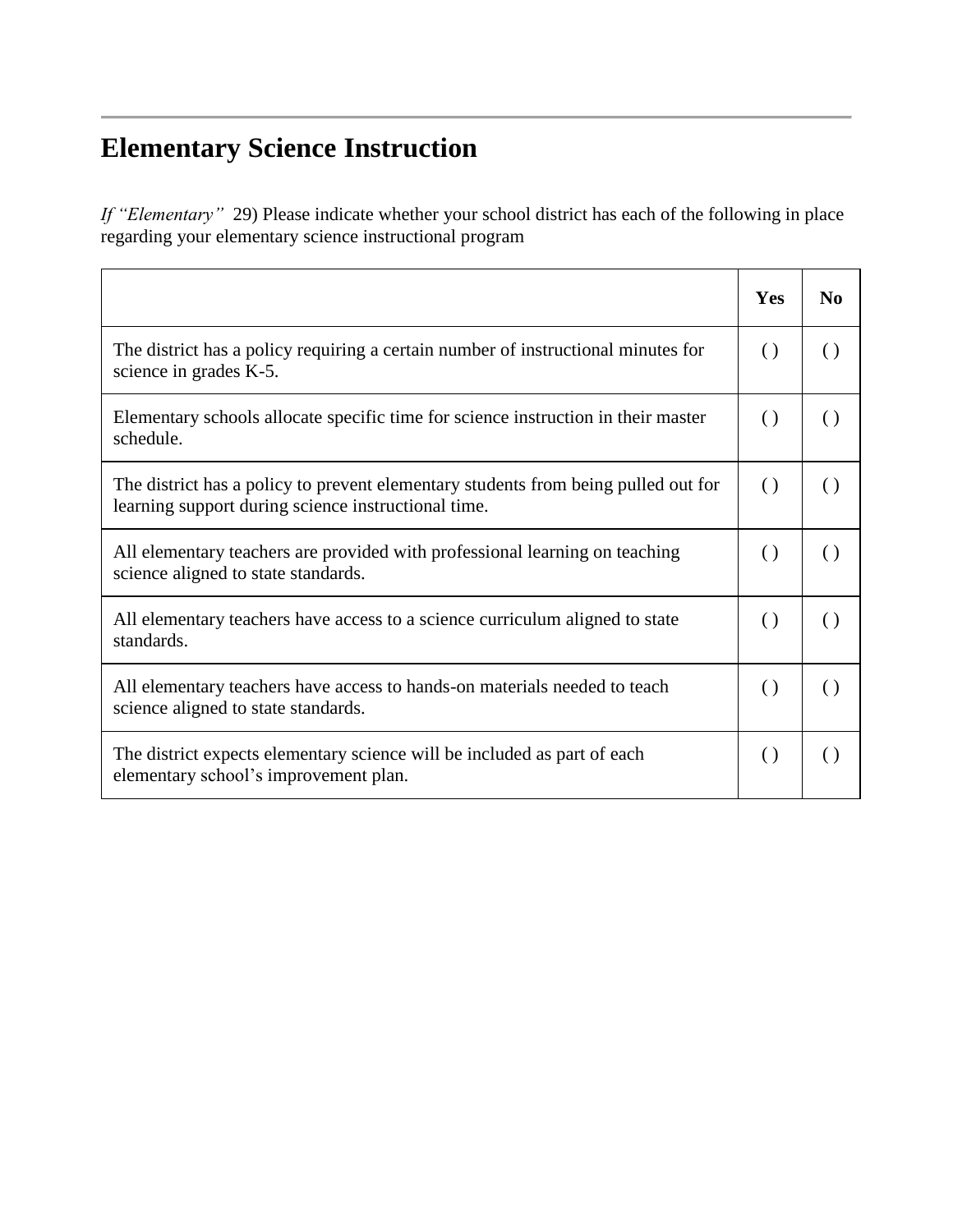# Elementary Science Instruction

*If "Elementary"* 29) Please indicate whether your school district has each of the following in place regarding your elementary science instructional program

| | **Yes** | **No** |
|---|---|---|
| The district has a policy requiring a certain number of instructional minutes for science in grades K-5. | ( ) | ( ) |
| Elementary schools allocate specific time for science instruction in their master schedule. | ( ) | ( ) |
| The district has a policy to prevent elementary students from being pulled out for learning support during science instructional time. | ( ) | ( ) |
| All elementary teachers are provided with professional learning on teaching science aligned to state standards. | ( ) | ( ) |
| All elementary teachers have access to a science curriculum aligned to state standards. | ( ) | ( ) |
| All elementary teachers have access to hands-on materials needed to teach science aligned to state standards. | ( ) | ( ) |
| The district expects elementary science will be included as part of each elementary school's improvement plan. | ( ) | ( ) |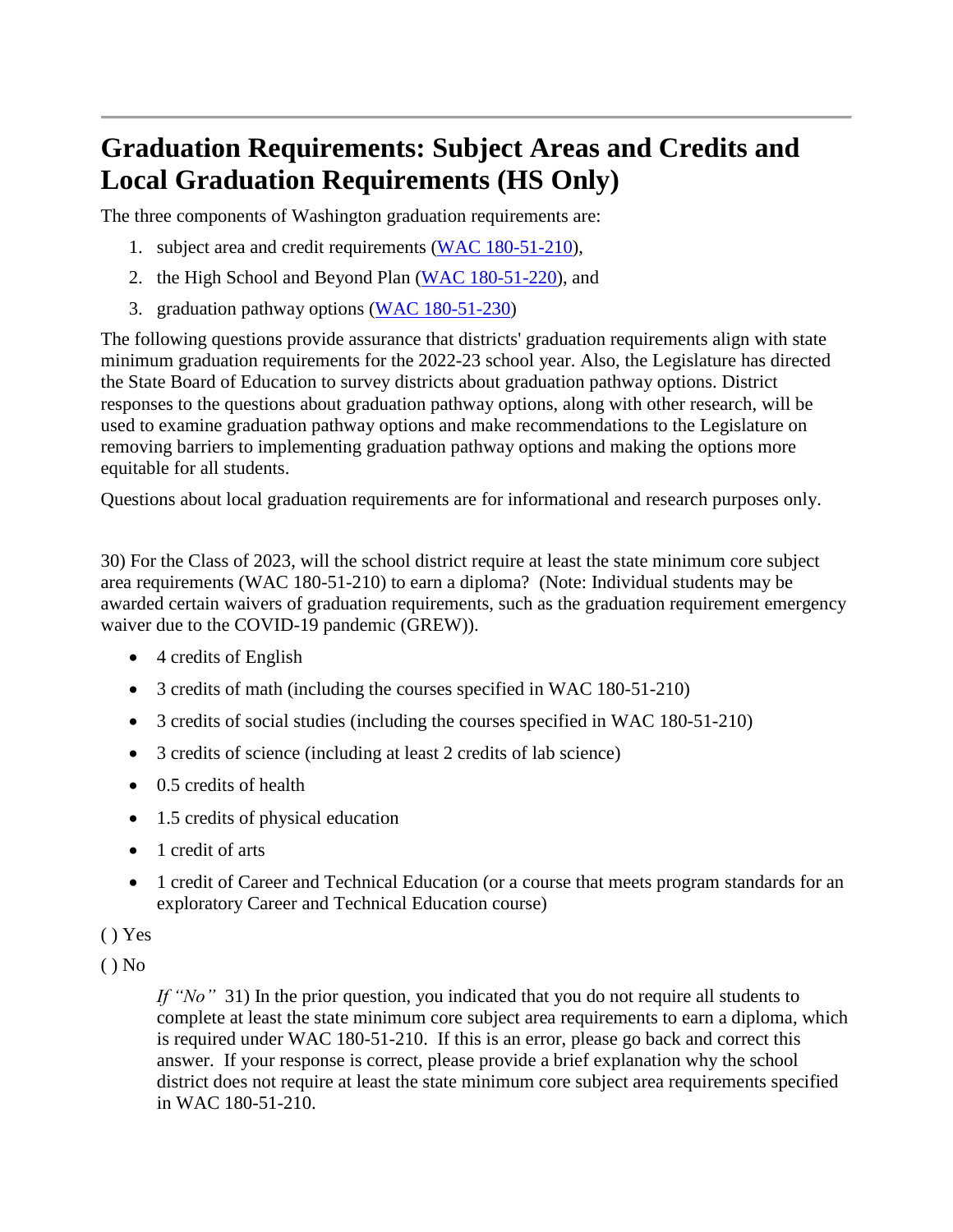# Graduation Requirements: Subject Areas and Credits and Local Graduation Requirements (HS Only)

The three components of Washington graduation requirements are:

1. subject area and credit requirements ([WAC 180-51-210](WAC 180-51-210)),
2. the High School and Beyond Plan ([WAC 180-51-220](WAC 180-51-220)), and
3. graduation pathway options ([WAC 180-51-230](WAC 180-51-230))

The following questions provide assurance that districts' graduation requirements align with state minimum graduation requirements for the 2022-23 school year. Also, the Legislature has directed the State Board of Education to survey districts about graduation pathway options. District responses to the questions about graduation pathway options, along with other research, will be used to examine graduation pathway options and make recommendations to the Legislature on removing barriers to implementing graduation pathway options and making the options more equitable for all students.

Questions about local graduation requirements are for informational and research purposes only.

30) For the Class of 2023, will the school district require at least the state minimum core subject area requirements (WAC 180-51-210) to earn a diploma? (Note: Individual students may be awarded certain waivers of graduation requirements, such as the graduation requirement emergency waiver due to the COVID-19 pandemic (GREW)).

- 4 credits of English
- 3 credits of math (including the courses specified in WAC 180-51-210)
- 3 credits of social studies (including the courses specified in WAC 180-51-210)
- 3 credits of science (including at least 2 credits of lab science)
- 0.5 credits of health
- 1.5 credits of physical education
- 1 credit of arts
- 1 credit of Career and Technical Education (or a course that meets program standards for an exploratory Career and Technical Education course)

( ) Yes

( ) No

> *If "No"* 31) In the prior question, you indicated that you do not require all students to complete at least the state minimum core subject area requirements to earn a diploma, which is required under WAC 180-51-210. If this is an error, please go back and correct this answer. If your response is correct, please provide a brief explanation why the school district does not require at least the state minimum core subject area requirements specified in WAC 180-51-210.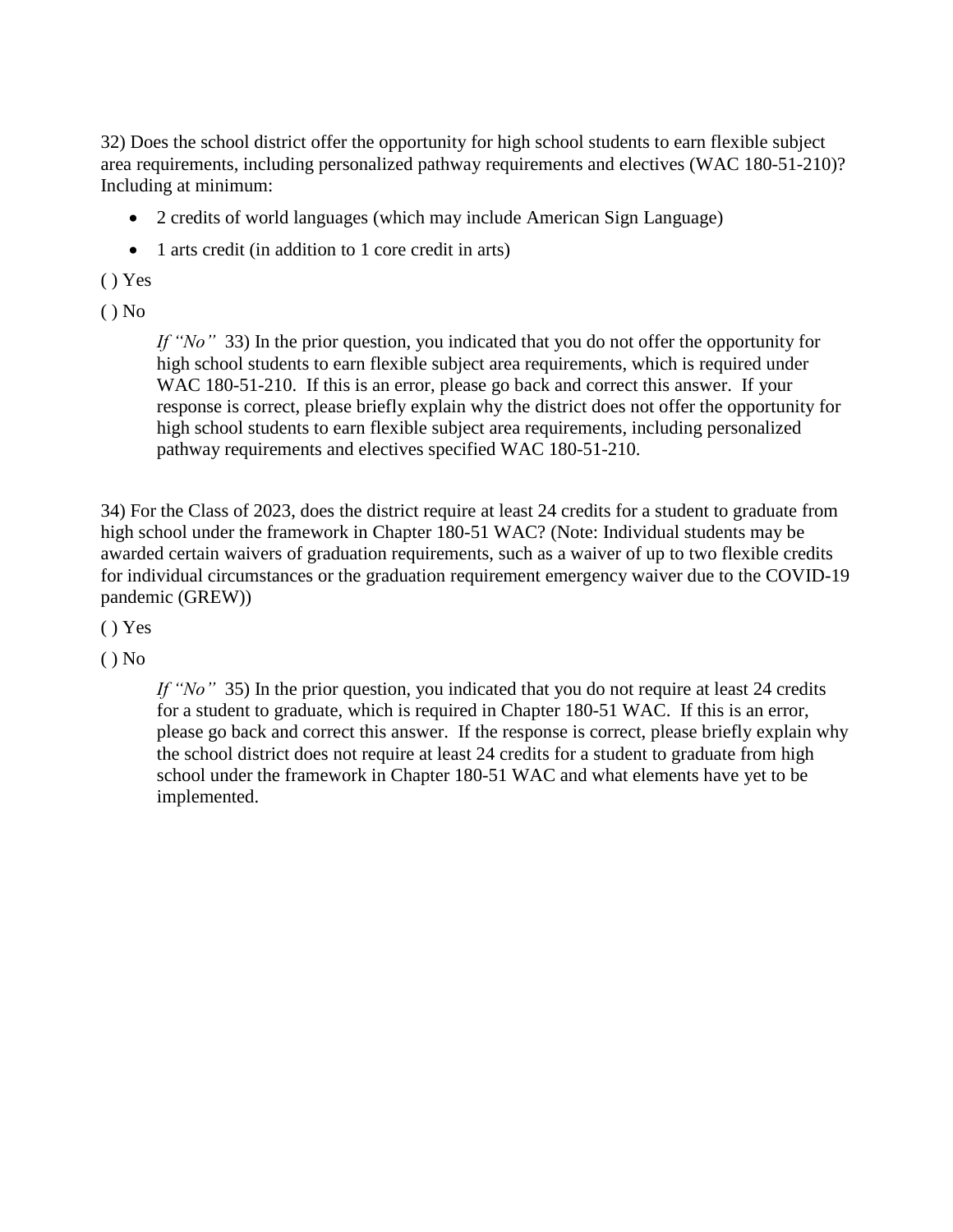32) Does the school district offer the opportunity for high school students to earn flexible subject area requirements, including personalized pathway requirements and electives (WAC 180-51-210)? Including at minimum:

- 2 credits of world languages (which may include American Sign Language)
- 1 arts credit (in addition to 1 core credit in arts)

( ) Yes

( ) No

> *If "No"* 33) In the prior question, you indicated that you do not offer the opportunity for high school students to earn flexible subject area requirements, which is required under WAC 180-51-210. If this is an error, please go back and correct this answer. If your response is correct, please briefly explain why the district does not offer the opportunity for high school students to earn flexible subject area requirements, including personalized pathway requirements and electives specified WAC 180-51-210.

34) For the Class of 2023, does the district require at least 24 credits for a student to graduate from high school under the framework in Chapter 180-51 WAC? (Note: Individual students may be awarded certain waivers of graduation requirements, such as a waiver of up to two flexible credits for individual circumstances or the graduation requirement emergency waiver due to the COVID-19 pandemic (GREW))

( ) Yes

( ) No

> *If "No"* 35) In the prior question, you indicated that you do not require at least 24 credits for a student to graduate, which is required in Chapter 180-51 WAC. If this is an error, please go back and correct this answer. If the response is correct, please briefly explain why the school district does not require at least 24 credits for a student to graduate from high school under the framework in Chapter 180-51 WAC and what elements have yet to be implemented.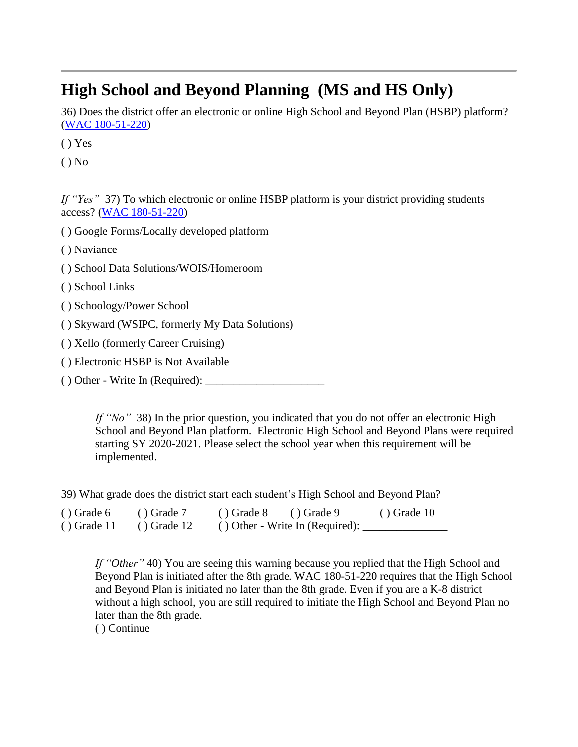## High School and Beyond Planning (MS and HS Only)

36) Does the district offer an electronic or online High School and Beyond Plan (HSBP) platform? ([WAC 180-51-220](#))

( ) Yes

( ) No

*If "Yes"* 37) To which electronic or online HSBP platform is your district providing students access? ([WAC 180-51-220](#))

( ) Google Forms/Locally developed platform

( ) Naviance

( ) School Data Solutions/WOIS/Homeroom

( ) School Links

( ) Schoology/Power School

( ) Skyward (WSIPC, formerly My Data Solutions)

( ) Xello (formerly Career Cruising)

( ) Electronic HSBP is Not Available

( ) Other - Write In (Required): ____________________

> *If "No"* 38) In the prior question, you indicated that you do not offer an electronic High School and Beyond Plan platform. Electronic High School and Beyond Plans were required starting SY 2020-2021. Please select the school year when this requirement will be implemented.

39) What grade does the district start each student's High School and Beyond Plan?

( ) Grade 6 ( ) Grade 7 ( ) Grade 8 ( ) Grade 9 ( ) Grade 10
( ) Grade 11 ( ) Grade 12 ( ) Other - Write In (Required): _______________

> *If "Other"* 40) You are seeing this warning because you replied that the High School and Beyond Plan is initiated after the 8th grade. WAC 180-51-220 requires that the High School and Beyond Plan is initiated no later than the 8th grade. Even if you are a K-8 district without a high school, you are still required to initiate the High School and Beyond Plan no later than the 8th grade.
> ( ) Continue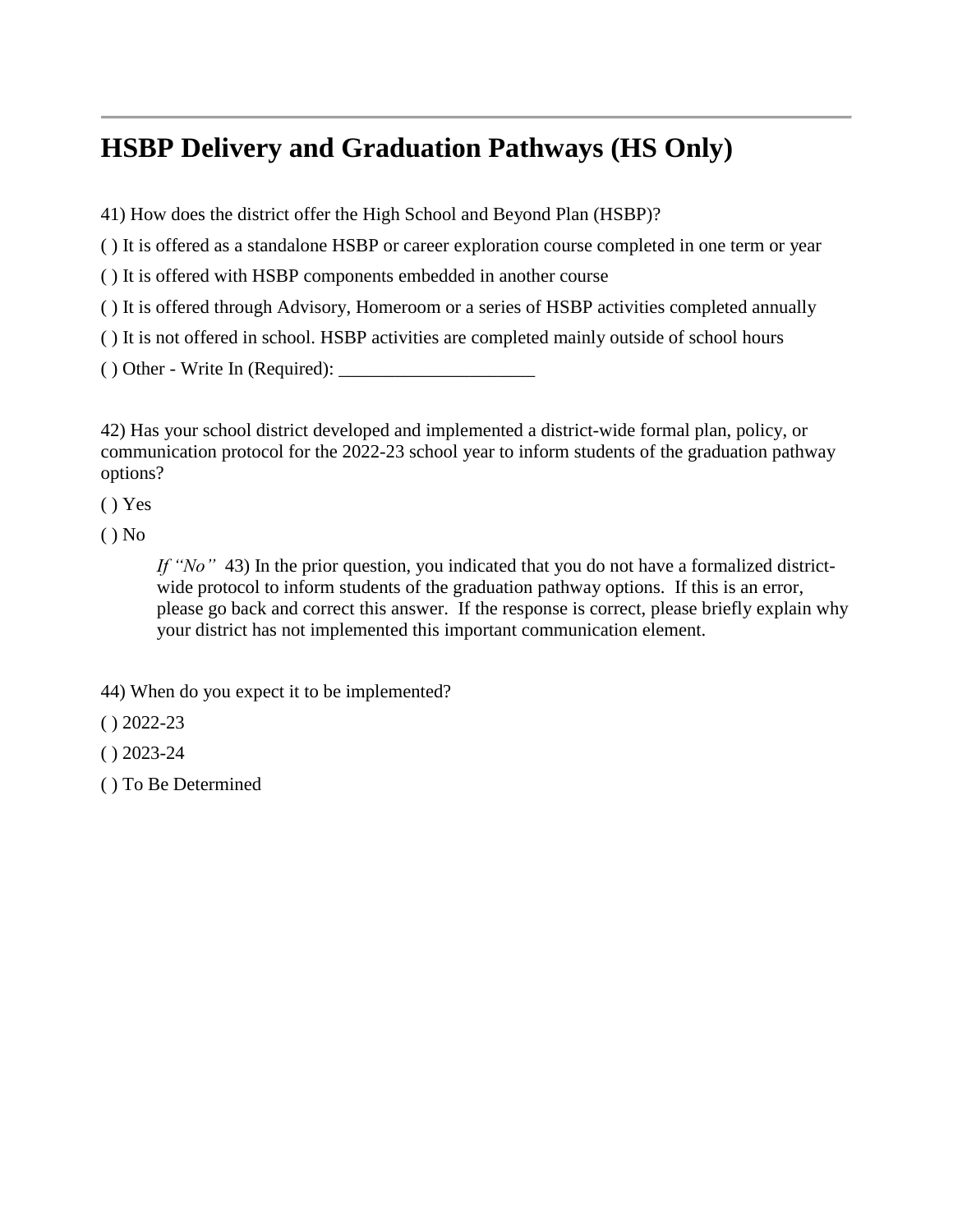## HSBP Delivery and Graduation Pathways (HS Only)

41) How does the district offer the High School and Beyond Plan (HSBP)?

( ) It is offered as a standalone HSBP or career exploration course completed in one term or year

( ) It is offered with HSBP components embedded in another course

( ) It is offered through Advisory, Homeroom or a series of HSBP activities completed annually

( ) It is not offered in school. HSBP activities are completed mainly outside of school hours

( ) Other - Write In (Required): _____________________

42) Has your school district developed and implemented a district-wide formal plan, policy, or communication protocol for the 2022-23 school year to inform students of the graduation pathway options?

( ) Yes

( ) No

> *If "No"* 43) In the prior question, you indicated that you do not have a formalized district-wide protocol to inform students of the graduation pathway options. If this is an error, please go back and correct this answer. If the response is correct, please briefly explain why your district has not implemented this important communication element.

44) When do you expect it to be implemented?

( ) 2022-23

( ) 2023-24

( ) To Be Determined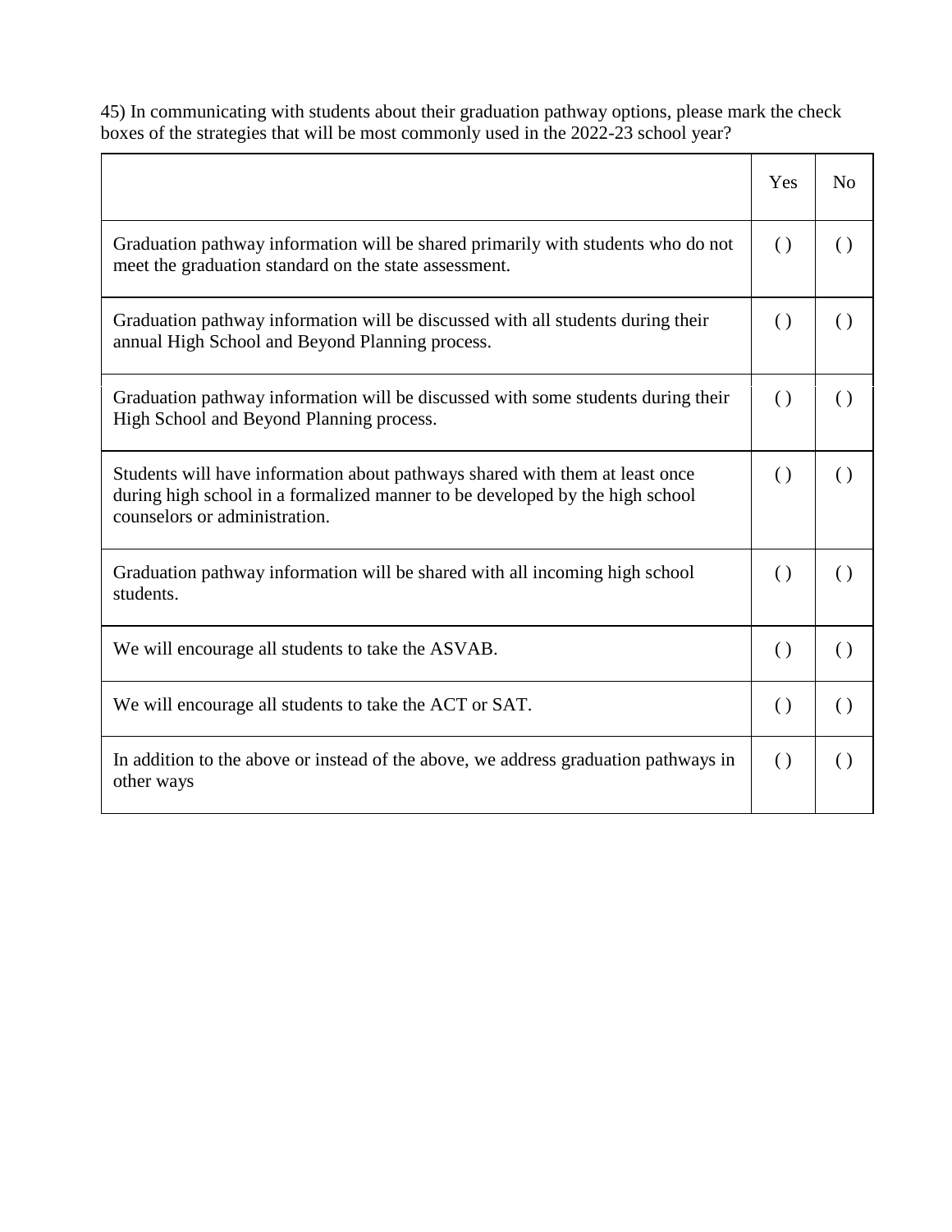45) In communicating with students about their graduation pathway options, please mark the check boxes of the strategies that will be most commonly used in the 2022-23 school year?

| | Yes | No |
|---|---|---|
| Graduation pathway information will be shared primarily with students who do not meet the graduation standard on the state assessment. | ( ) | ( ) |
| Graduation pathway information will be discussed with all students during their annual High School and Beyond Planning process. | ( ) | ( ) |
| Graduation pathway information will be discussed with some students during their High School and Beyond Planning process. | ( ) | ( ) |
| Students will have information about pathways shared with them at least once during high school in a formalized manner to be developed by the high school counselors or administration. | ( ) | ( ) |
| Graduation pathway information will be shared with all incoming high school students. | ( ) | ( ) |
| We will encourage all students to take the ASVAB. | ( ) | ( ) |
| We will encourage all students to take the ACT or SAT. | ( ) | ( ) |
| In addition to the above or instead of the above, we address graduation pathways in other ways | ( ) | ( ) |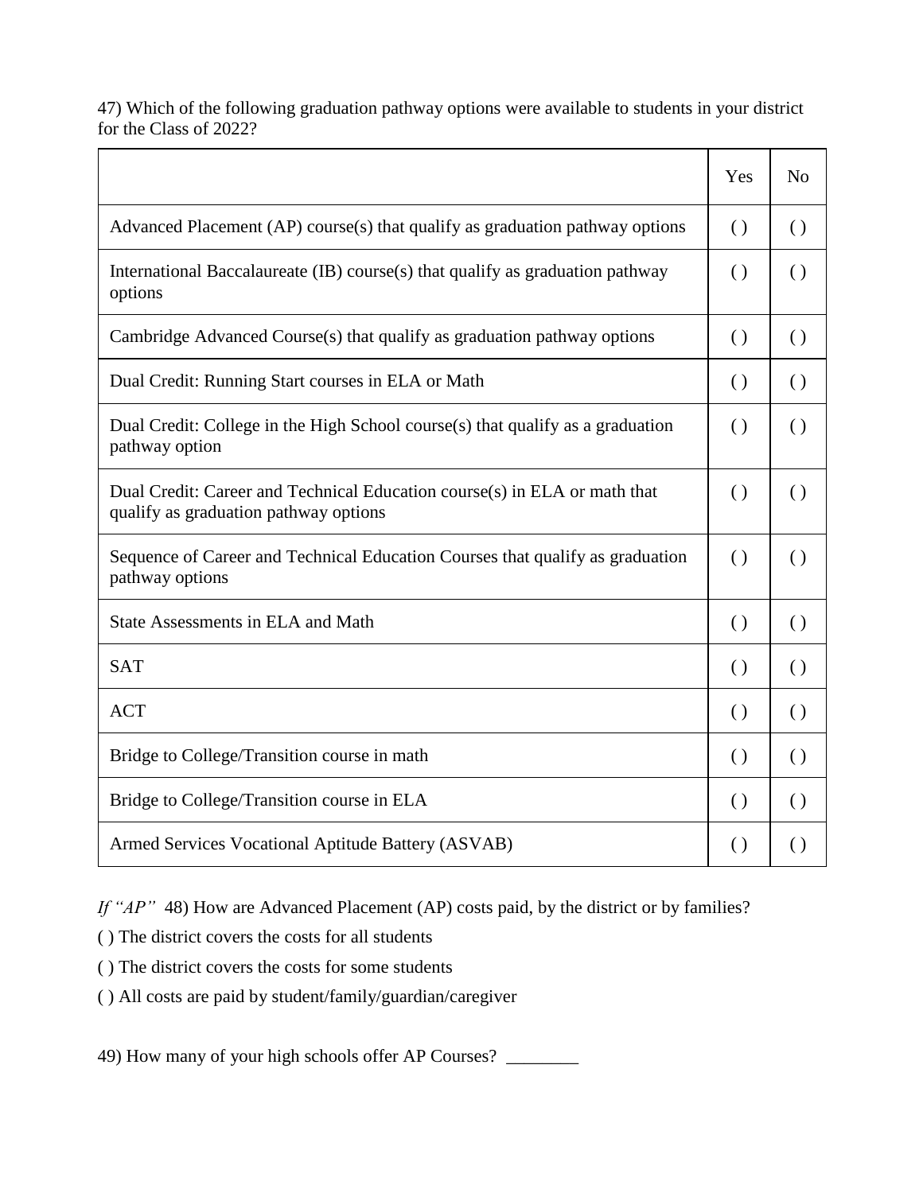47) Which of the following graduation pathway options were available to students in your district for the Class of 2022?

| | Yes | No |
|---|---|---|
| Advanced Placement (AP) course(s) that qualify as graduation pathway options | ( ) | ( ) |
| International Baccalaureate (IB) course(s) that qualify as graduation pathway options | ( ) | ( ) |
| Cambridge Advanced Course(s) that qualify as graduation pathway options | ( ) | ( ) |
| Dual Credit: Running Start courses in ELA or Math | ( ) | ( ) |
| Dual Credit: College in the High School course(s) that qualify as a graduation pathway option | ( ) | ( ) |
| Dual Credit: Career and Technical Education course(s) in ELA or math that qualify as graduation pathway options | ( ) | ( ) |
| Sequence of Career and Technical Education Courses that qualify as graduation pathway options | ( ) | ( ) |
| State Assessments in ELA and Math | ( ) | ( ) |
| SAT | ( ) | ( ) |
| ACT | ( ) | ( ) |
| Bridge to College/Transition course in math | ( ) | ( ) |
| Bridge to College/Transition course in ELA | ( ) | ( ) |
| Armed Services Vocational Aptitude Battery (ASVAB) | ( ) | ( ) |

*If "AP"* 48) How are Advanced Placement (AP) costs paid, by the district or by families?

( ) The district covers the costs for all students

( ) The district covers the costs for some students

( ) All costs are paid by student/family/guardian/caregiver

49) How many of your high schools offer AP Courses? ________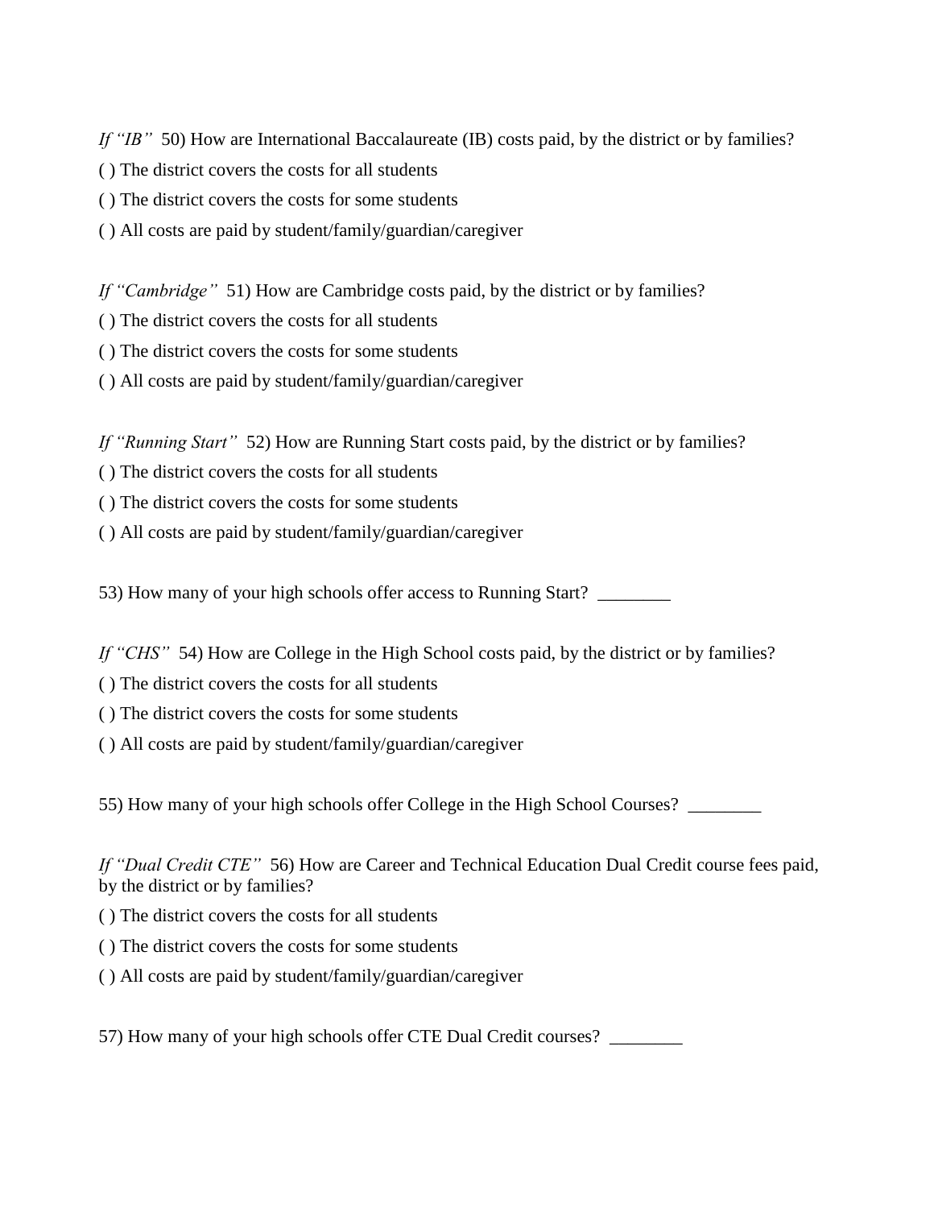*If "IB"* 50) How are International Baccalaureate (IB) costs paid, by the district or by families?

( ) The district covers the costs for all students

( ) The district covers the costs for some students

( ) All costs are paid by student/family/guardian/caregiver

*If "Cambridge"* 51) How are Cambridge costs paid, by the district or by families?

( ) The district covers the costs for all students

( ) The district covers the costs for some students

( ) All costs are paid by student/family/guardian/caregiver

*If "Running Start"* 52) How are Running Start costs paid, by the district or by families?

( ) The district covers the costs for all students

( ) The district covers the costs for some students

( ) All costs are paid by student/family/guardian/caregiver

53) How many of your high schools offer access to Running Start? ________

*If "CHS"* 54) How are College in the High School costs paid, by the district or by families?

( ) The district covers the costs for all students

( ) The district covers the costs for some students

( ) All costs are paid by student/family/guardian/caregiver

55) How many of your high schools offer College in the High School Courses? ________

*If "Dual Credit CTE"* 56) How are Career and Technical Education Dual Credit course fees paid, by the district or by families?

( ) The district covers the costs for all students

( ) The district covers the costs for some students

( ) All costs are paid by student/family/guardian/caregiver

57) How many of your high schools offer CTE Dual Credit courses? ________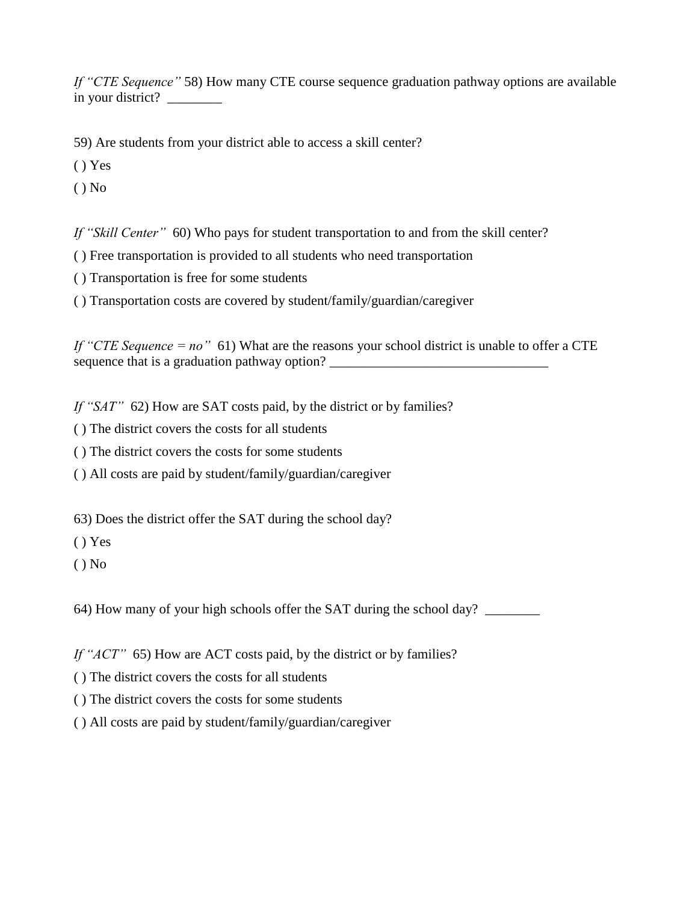*If "CTE Sequence"* 58) How many CTE course sequence graduation pathway options are available in your district? ________

59) Are students from your district able to access a skill center?

( ) Yes

( ) No

*If "Skill Center"* 60) Who pays for student transportation to and from the skill center?

( ) Free transportation is provided to all students who need transportation

( ) Transportation is free for some students

( ) Transportation costs are covered by student/family/guardian/caregiver

*If "CTE Sequence = no"* 61) What are the reasons your school district is unable to offer a CTE sequence that is a graduation pathway option? ________________________________

*If "SAT"* 62) How are SAT costs paid, by the district or by families?

( ) The district covers the costs for all students

( ) The district covers the costs for some students

( ) All costs are paid by student/family/guardian/caregiver

63) Does the district offer the SAT during the school day?

( ) Yes

( ) No

64) How many of your high schools offer the SAT during the school day? ________

*If "ACT"* 65) How are ACT costs paid, by the district or by families?

( ) The district covers the costs for all students

( ) The district covers the costs for some students

( ) All costs are paid by student/family/guardian/caregiver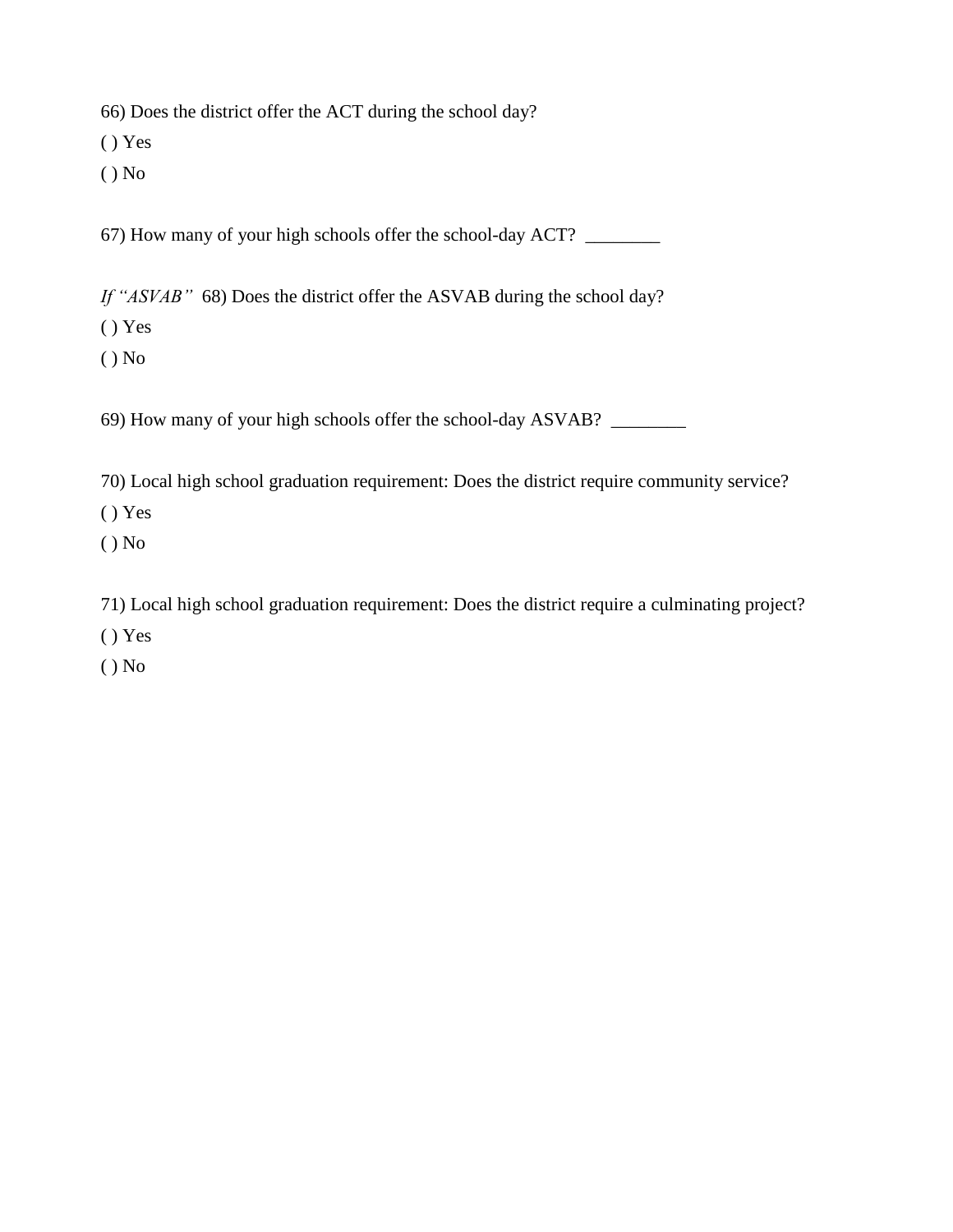66) Does the district offer the ACT during the school day?

( ) Yes

( ) No

67) How many of your high schools offer the school-day ACT?  ________

*If "ASVAB"*  68) Does the district offer the ASVAB during the school day?

( ) Yes

( ) No

69) How many of your high schools offer the school-day ASVAB?  ________

70) Local high school graduation requirement: Does the district require community service?

( ) Yes

( ) No

71) Local high school graduation requirement: Does the district require a culminating project?

( ) Yes

( ) No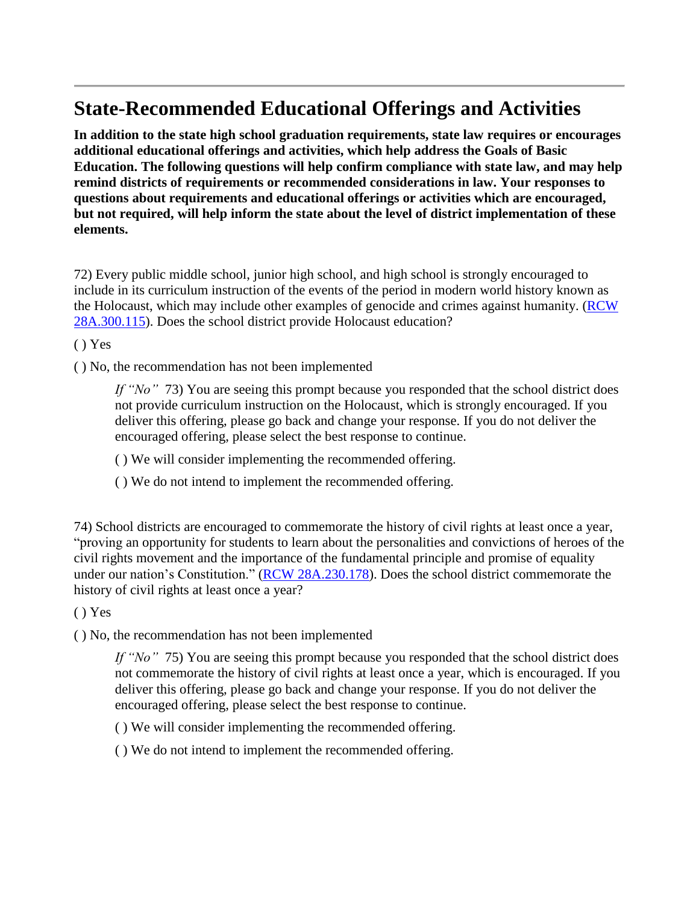## State-Recommended Educational Offerings and Activities

**In addition to the state high school graduation requirements, state law requires or encourages additional educational offerings and activities, which help address the Goals of Basic Education. The following questions will help confirm compliance with state law, and may help remind districts of requirements or recommended considerations in law. Your responses to questions about requirements and educational offerings or activities which are encouraged, but not required, will help inform the state about the level of district implementation of these elements.**

72) Every public middle school, junior high school, and high school is strongly encouraged to include in its curriculum instruction of the events of the period in modern world history known as the Holocaust, which may include other examples of genocide and crimes against humanity. (RCW 28A.300.115). Does the school district provide Holocaust education?

( ) Yes

( ) No, the recommendation has not been implemented

> *If "No"* 73) You are seeing this prompt because you responded that the school district does not provide curriculum instruction on the Holocaust, which is strongly encouraged. If you deliver this offering, please go back and change your response. If you do not deliver the encouraged offering, please select the best response to continue.
>
> ( ) We will consider implementing the recommended offering.
>
> ( ) We do not intend to implement the recommended offering.

74) School districts are encouraged to commemorate the history of civil rights at least once a year, "proving an opportunity for students to learn about the personalities and convictions of heroes of the civil rights movement and the importance of the fundamental principle and promise of equality under our nation's Constitution." (RCW 28A.230.178). Does the school district commemorate the history of civil rights at least once a year?

( ) Yes

( ) No, the recommendation has not been implemented

> *If "No"* 75) You are seeing this prompt because you responded that the school district does not commemorate the history of civil rights at least once a year, which is encouraged. If you deliver this offering, please go back and change your response. If you do not deliver the encouraged offering, please select the best response to continue.
>
> ( ) We will consider implementing the recommended offering.
>
> ( ) We do not intend to implement the recommended offering.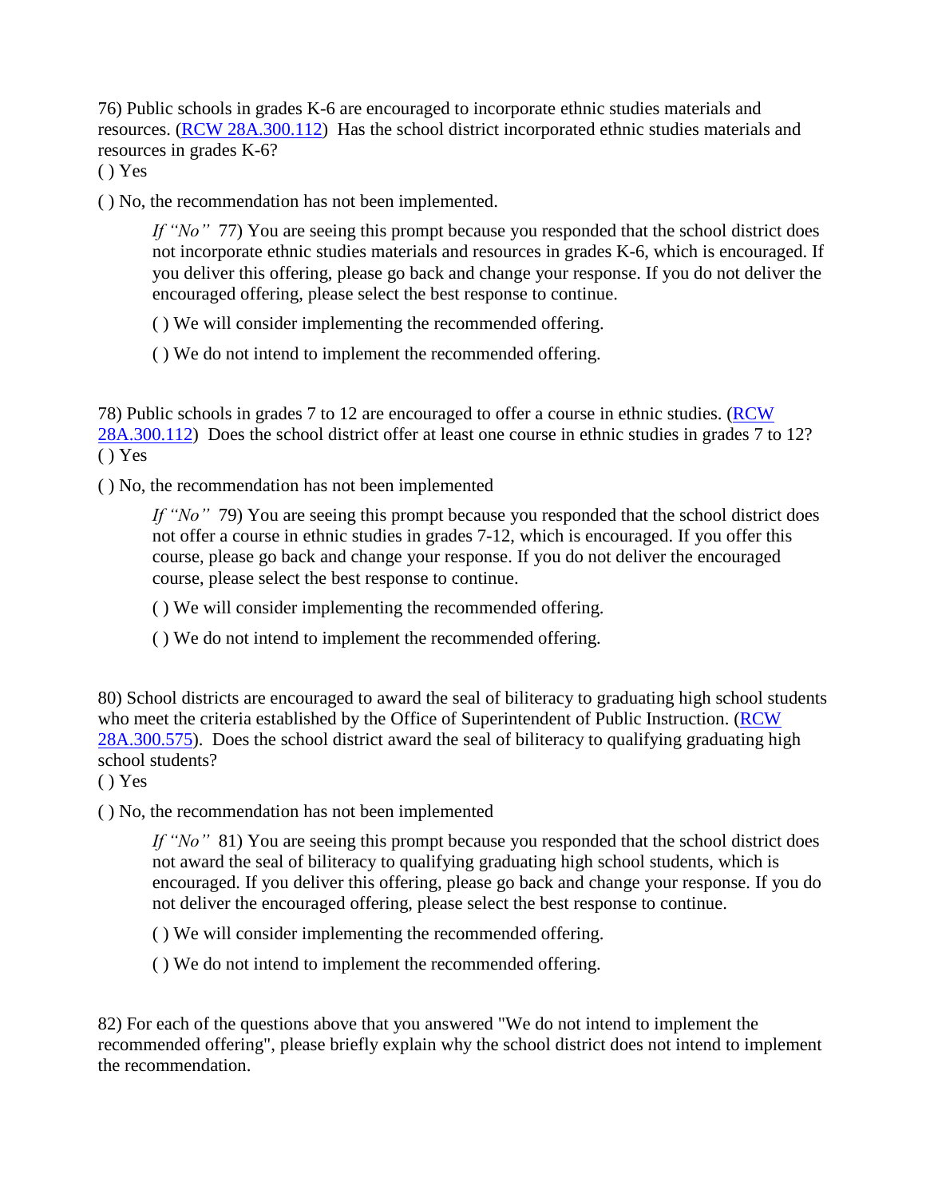76) Public schools in grades K-6 are encouraged to incorporate ethnic studies materials and resources. ([RCW 28A.300.112](RCW 28A.300.112)) Has the school district incorporated ethnic studies materials and resources in grades K-6?

( ) Yes

( ) No, the recommendation has not been implemented.

> *If "No"* 77) You are seeing this prompt because you responded that the school district does not incorporate ethnic studies materials and resources in grades K-6, which is encouraged. If you deliver this offering, please go back and change your response. If you do not deliver the encouraged offering, please select the best response to continue.
>
> ( ) We will consider implementing the recommended offering.
>
> ( ) We do not intend to implement the recommended offering.

78) Public schools in grades 7 to 12 are encouraged to offer a course in ethnic studies. ([RCW 28A.300.112](RCW 28A.300.112)) Does the school district offer at least one course in ethnic studies in grades 7 to 12?

( ) Yes

( ) No, the recommendation has not been implemented

> *If "No"* 79) You are seeing this prompt because you responded that the school district does not offer a course in ethnic studies in grades 7-12, which is encouraged. If you offer this course, please go back and change your response. If you do not deliver the encouraged course, please select the best response to continue.
>
> ( ) We will consider implementing the recommended offering.
>
> ( ) We do not intend to implement the recommended offering.

80) School districts are encouraged to award the seal of biliteracy to graduating high school students who meet the criteria established by the Office of Superintendent of Public Instruction. ([RCW 28A.300.575](RCW 28A.300.575)). Does the school district award the seal of biliteracy to qualifying graduating high school students?

( ) Yes

( ) No, the recommendation has not been implemented

> *If "No"* 81) You are seeing this prompt because you responded that the school district does not award the seal of biliteracy to qualifying graduating high school students, which is encouraged. If you deliver this offering, please go back and change your response. If you do not deliver the encouraged offering, please select the best response to continue.
>
> ( ) We will consider implementing the recommended offering.
>
> ( ) We do not intend to implement the recommended offering.

82) For each of the questions above that you answered "We do not intend to implement the recommended offering", please briefly explain why the school district does not intend to implement the recommendation.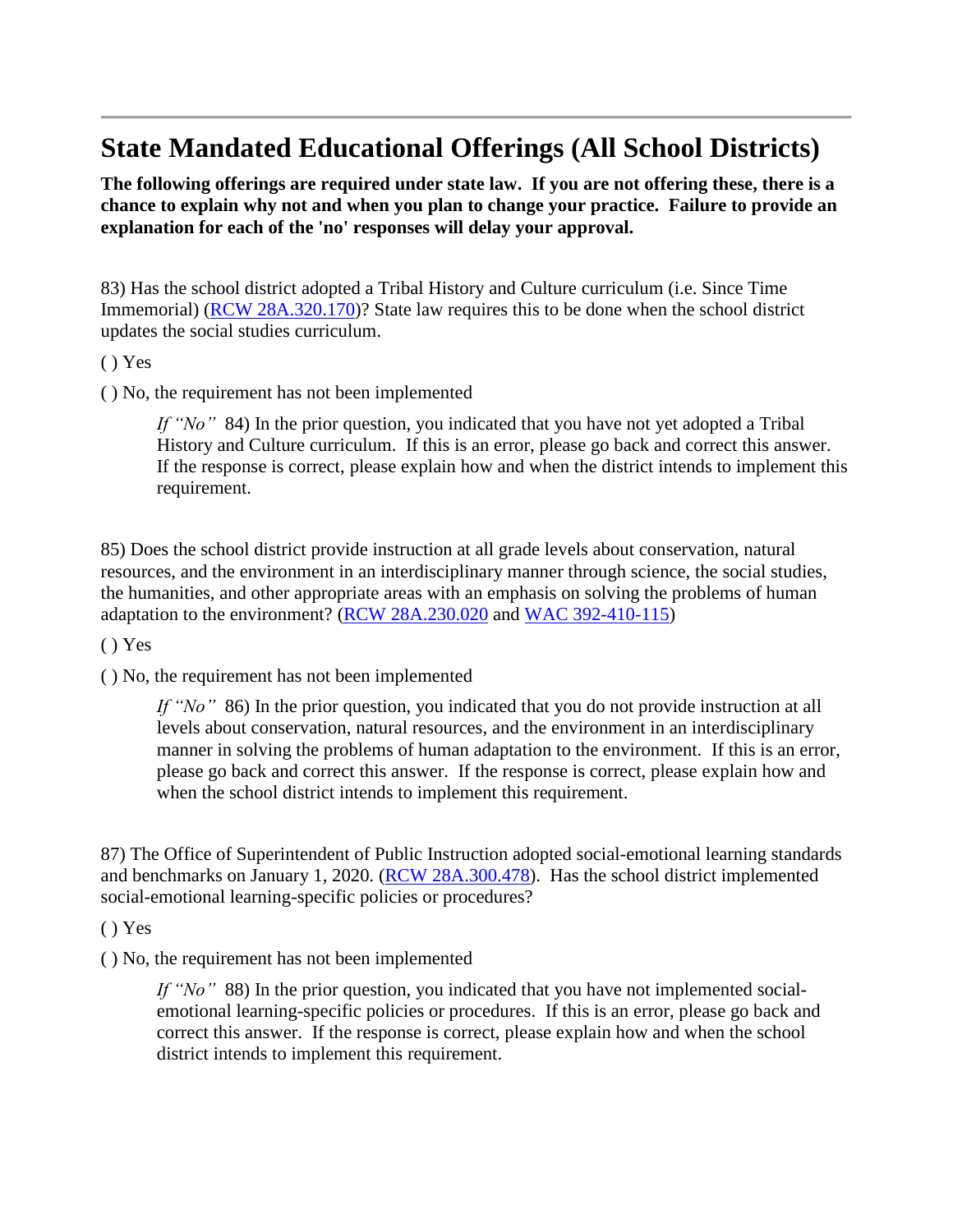---

# State Mandated Educational Offerings (All School Districts)

**The following offerings are required under state law. If you are not offering these, there is a chance to explain why not and when you plan to change your practice. Failure to provide an explanation for each of the 'no' responses will delay your approval.**

83) Has the school district adopted a Tribal History and Culture curriculum (i.e. Since Time Immemorial) (RCW 28A.320.170)? State law requires this to be done when the school district updates the social studies curriculum.

( ) Yes

( ) No, the requirement has not been implemented

> *If "No"* 84) In the prior question, you indicated that you have not yet adopted a Tribal History and Culture curriculum. If this is an error, please go back and correct this answer. If the response is correct, please explain how and when the district intends to implement this requirement.

85) Does the school district provide instruction at all grade levels about conservation, natural resources, and the environment in an interdisciplinary manner through science, the social studies, the humanities, and other appropriate areas with an emphasis on solving the problems of human adaptation to the environment? (RCW 28A.230.020 and WAC 392-410-115)

( ) Yes

( ) No, the requirement has not been implemented

> *If "No"* 86) In the prior question, you indicated that you do not provide instruction at all levels about conservation, natural resources, and the environment in an interdisciplinary manner in solving the problems of human adaptation to the environment. If this is an error, please go back and correct this answer. If the response is correct, please explain how and when the school district intends to implement this requirement.

87) The Office of Superintendent of Public Instruction adopted social-emotional learning standards and benchmarks on January 1, 2020. (RCW 28A.300.478). Has the school district implemented social-emotional learning-specific policies or procedures?

( ) Yes

( ) No, the requirement has not been implemented

> *If "No"* 88) In the prior question, you indicated that you have not implemented social-emotional learning-specific policies or procedures. If this is an error, please go back and correct this answer. If the response is correct, please explain how and when the school district intends to implement this requirement.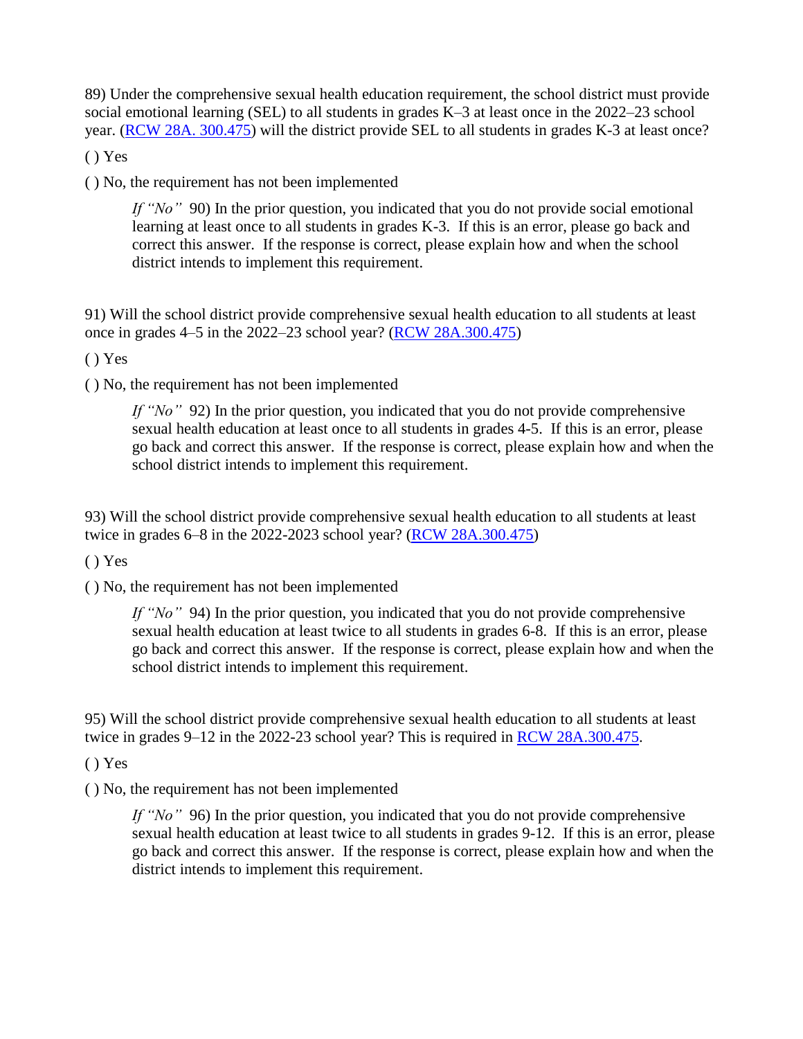89) Under the comprehensive sexual health education requirement, the school district must provide social emotional learning (SEL) to all students in grades K–3 at least once in the 2022–23 school year. ([RCW 28A. 300.475](#)) will the district provide SEL to all students in grades K-3 at least once?

( ) Yes

( ) No, the requirement has not been implemented

> *If "No"* 90) In the prior question, you indicated that you do not provide social emotional learning at least once to all students in grades K-3. If this is an error, please go back and correct this answer. If the response is correct, please explain how and when the school district intends to implement this requirement.

91) Will the school district provide comprehensive sexual health education to all students at least once in grades 4–5 in the 2022–23 school year? ([RCW 28A.300.475](#))

( ) Yes

( ) No, the requirement has not been implemented

> *If "No"* 92) In the prior question, you indicated that you do not provide comprehensive sexual health education at least once to all students in grades 4-5. If this is an error, please go back and correct this answer. If the response is correct, please explain how and when the school district intends to implement this requirement.

93) Will the school district provide comprehensive sexual health education to all students at least twice in grades 6–8 in the 2022-2023 school year? ([RCW 28A.300.475](#))

( ) Yes

( ) No, the requirement has not been implemented

> *If "No"* 94) In the prior question, you indicated that you do not provide comprehensive sexual health education at least twice to all students in grades 6-8. If this is an error, please go back and correct this answer. If the response is correct, please explain how and when the school district intends to implement this requirement.

95) Will the school district provide comprehensive sexual health education to all students at least twice in grades 9–12 in the 2022-23 school year? This is required in [RCW 28A.300.475](#).

( ) Yes

( ) No, the requirement has not been implemented

> *If "No"* 96) In the prior question, you indicated that you do not provide comprehensive sexual health education at least twice to all students in grades 9-12. If this is an error, please go back and correct this answer. If the response is correct, please explain how and when the district intends to implement this requirement.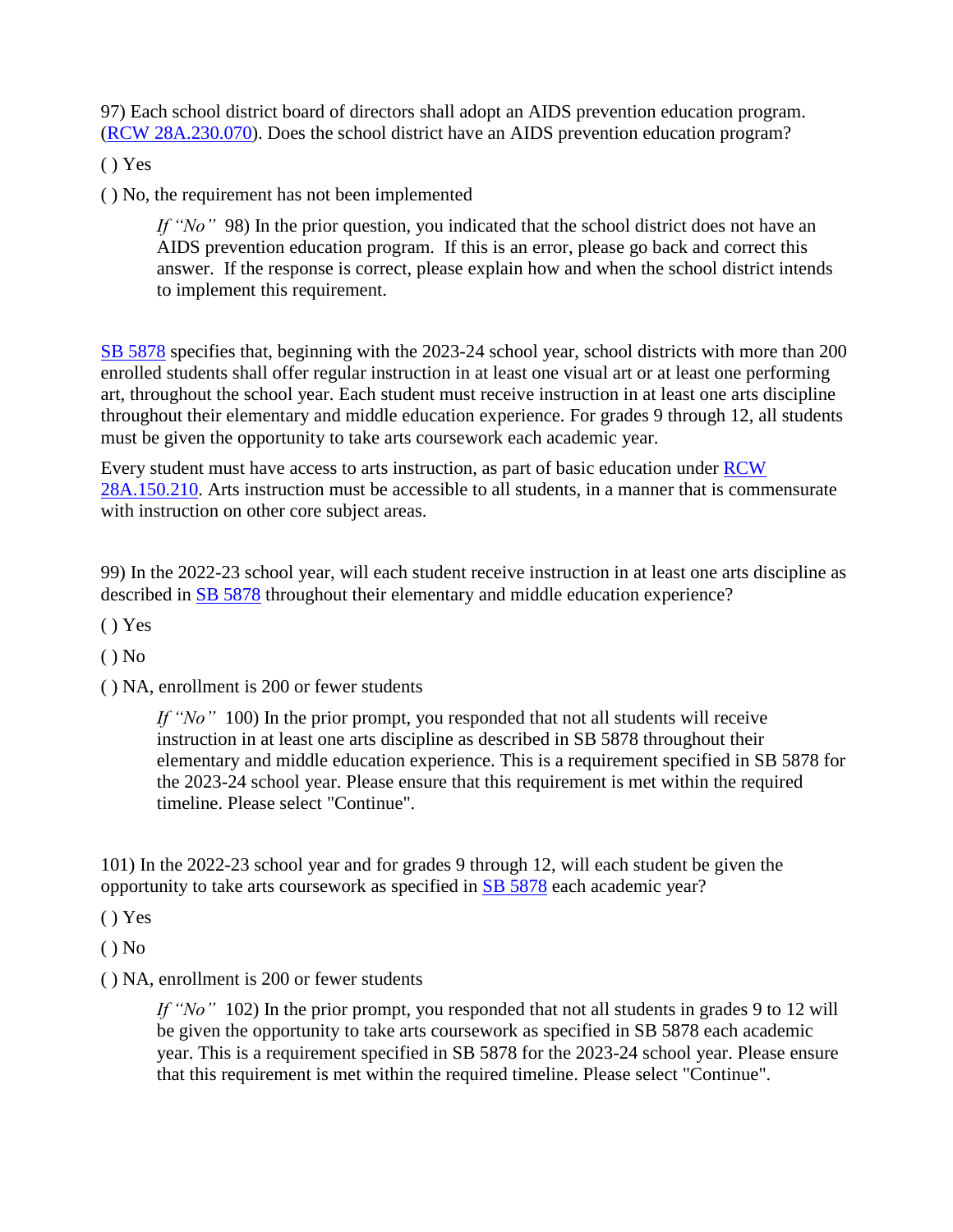97) Each school district board of directors shall adopt an AIDS prevention education program. (RCW 28A.230.070). Does the school district have an AIDS prevention education program?

( ) Yes

( ) No, the requirement has not been implemented

> *If "No"* 98) In the prior question, you indicated that the school district does not have an AIDS prevention education program. If this is an error, please go back and correct this answer. If the response is correct, please explain how and when the school district intends to implement this requirement.

SB 5878 specifies that, beginning with the 2023-24 school year, school districts with more than 200 enrolled students shall offer regular instruction in at least one visual art or at least one performing art, throughout the school year. Each student must receive instruction in at least one arts discipline throughout their elementary and middle education experience. For grades 9 through 12, all students must be given the opportunity to take arts coursework each academic year.

Every student must have access to arts instruction, as part of basic education under RCW 28A.150.210. Arts instruction must be accessible to all students, in a manner that is commensurate with instruction on other core subject areas.

99) In the 2022-23 school year, will each student receive instruction in at least one arts discipline as described in SB 5878 throughout their elementary and middle education experience?

( ) Yes

( ) No

( ) NA, enrollment is 200 or fewer students

> *If "No"* 100) In the prior prompt, you responded that not all students will receive instruction in at least one arts discipline as described in SB 5878 throughout their elementary and middle education experience. This is a requirement specified in SB 5878 for the 2023-24 school year. Please ensure that this requirement is met within the required timeline. Please select "Continue".

101) In the 2022-23 school year and for grades 9 through 12, will each student be given the opportunity to take arts coursework as specified in SB 5878 each academic year?

( ) Yes

( ) No

( ) NA, enrollment is 200 or fewer students

> *If "No"* 102) In the prior prompt, you responded that not all students in grades 9 to 12 will be given the opportunity to take arts coursework as specified in SB 5878 each academic year. This is a requirement specified in SB 5878 for the 2023-24 school year. Please ensure that this requirement is met within the required timeline. Please select "Continue".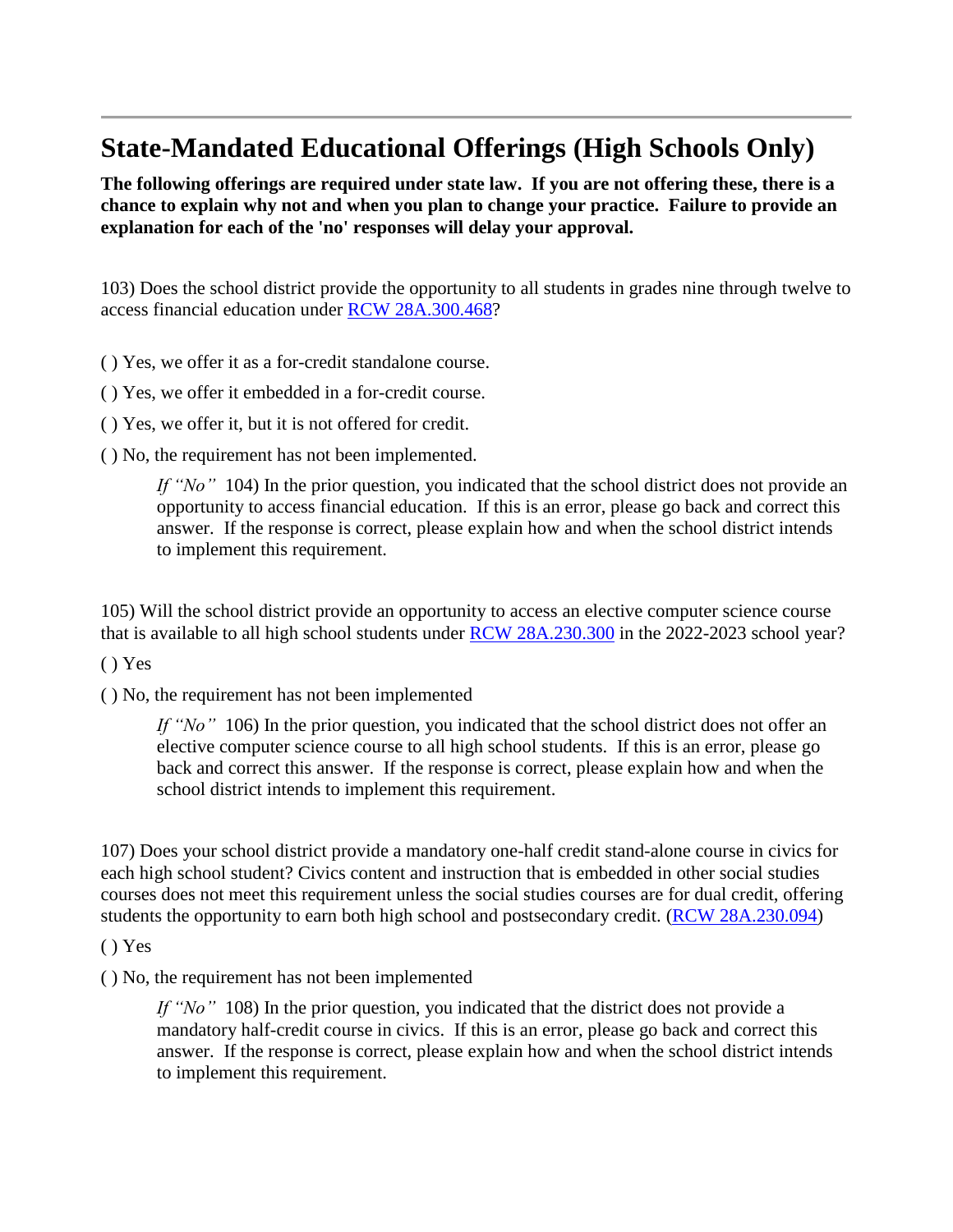## State-Mandated Educational Offerings (High Schools Only)

**The following offerings are required under state law. If you are not offering these, there is a chance to explain why not and when you plan to change your practice. Failure to provide an explanation for each of the 'no' responses will delay your approval.**

103) Does the school district provide the opportunity to all students in grades nine through twelve to access financial education under RCW 28A.300.468?

( ) Yes, we offer it as a for-credit standalone course.

( ) Yes, we offer it embedded in a for-credit course.

( ) Yes, we offer it, but it is not offered for credit.

( ) No, the requirement has not been implemented.

> *If "No"* 104) In the prior question, you indicated that the school district does not provide an opportunity to access financial education. If this is an error, please go back and correct this answer. If the response is correct, please explain how and when the school district intends to implement this requirement.

105) Will the school district provide an opportunity to access an elective computer science course that is available to all high school students under RCW 28A.230.300 in the 2022-2023 school year?

( ) Yes

( ) No, the requirement has not been implemented

> *If "No"* 106) In the prior question, you indicated that the school district does not offer an elective computer science course to all high school students. If this is an error, please go back and correct this answer. If the response is correct, please explain how and when the school district intends to implement this requirement.

107) Does your school district provide a mandatory one-half credit stand-alone course in civics for each high school student? Civics content and instruction that is embedded in other social studies courses does not meet this requirement unless the social studies courses are for dual credit, offering students the opportunity to earn both high school and postsecondary credit. (RCW 28A.230.094)

( ) Yes

( ) No, the requirement has not been implemented

> *If "No"* 108) In the prior question, you indicated that the district does not provide a mandatory half-credit course in civics. If this is an error, please go back and correct this answer. If the response is correct, please explain how and when the school district intends to implement this requirement.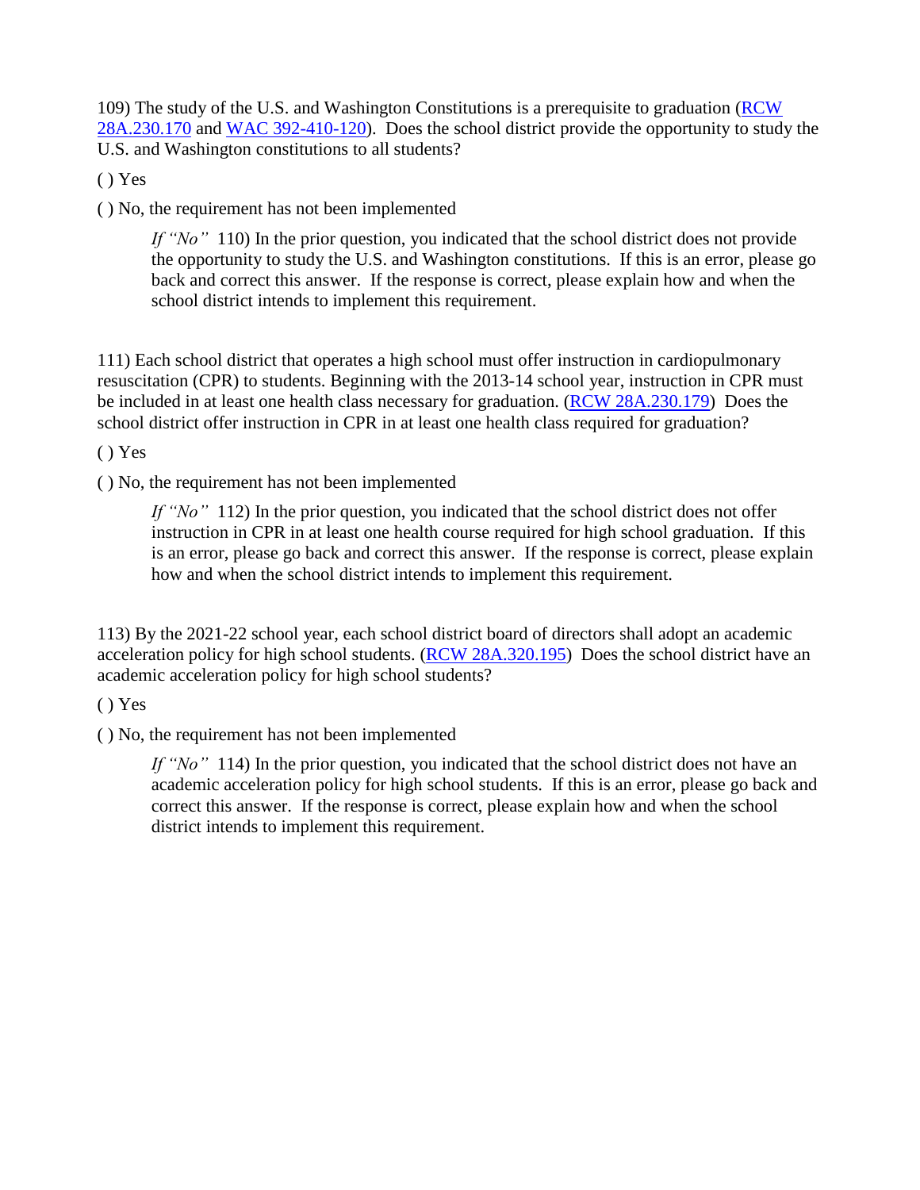109) The study of the U.S. and Washington Constitutions is a prerequisite to graduation (RCW 28A.230.170 and WAC 392-410-120). Does the school district provide the opportunity to study the U.S. and Washington constitutions to all students?

( ) Yes

( ) No, the requirement has not been implemented

> *If "No"* 110) In the prior question, you indicated that the school district does not provide the opportunity to study the U.S. and Washington constitutions. If this is an error, please go back and correct this answer. If the response is correct, please explain how and when the school district intends to implement this requirement.

111) Each school district that operates a high school must offer instruction in cardiopulmonary resuscitation (CPR) to students. Beginning with the 2013-14 school year, instruction in CPR must be included in at least one health class necessary for graduation. (RCW 28A.230.179) Does the school district offer instruction in CPR in at least one health class required for graduation?

( ) Yes

( ) No, the requirement has not been implemented

> *If "No"* 112) In the prior question, you indicated that the school district does not offer instruction in CPR in at least one health course required for high school graduation. If this is an error, please go back and correct this answer. If the response is correct, please explain how and when the school district intends to implement this requirement.

113) By the 2021-22 school year, each school district board of directors shall adopt an academic acceleration policy for high school students. (RCW 28A.320.195) Does the school district have an academic acceleration policy for high school students?

( ) Yes

( ) No, the requirement has not been implemented

> *If "No"* 114) In the prior question, you indicated that the school district does not have an academic acceleration policy for high school students. If this is an error, please go back and correct this answer. If the response is correct, please explain how and when the school district intends to implement this requirement.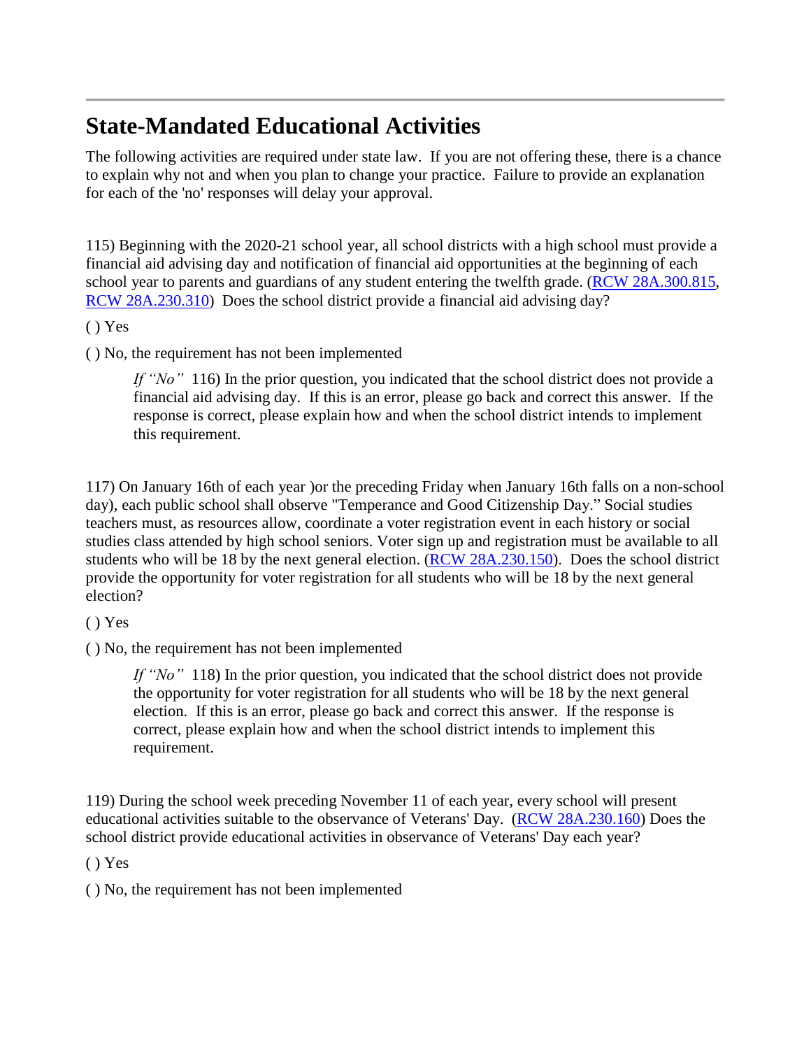---

## State-Mandated Educational Activities

The following activities are required under state law. If you are not offering these, there is a chance to explain why not and when you plan to change your practice. Failure to provide an explanation for each of the 'no' responses will delay your approval.

115) Beginning with the 2020-21 school year, all school districts with a high school must provide a financial aid advising day and notification of financial aid opportunities at the beginning of each school year to parents and guardians of any student entering the twelfth grade. (RCW 28A.300.815, RCW 28A.230.310) Does the school district provide a financial aid advising day?

( ) Yes

( ) No, the requirement has not been implemented

> *If "No"* 116) In the prior question, you indicated that the school district does not provide a financial aid advising day. If this is an error, please go back and correct this answer. If the response is correct, please explain how and when the school district intends to implement this requirement.

117) On January 16th of each year )or the preceding Friday when January 16th falls on a non-school day), each public school shall observe "Temperance and Good Citizenship Day." Social studies teachers must, as resources allow, coordinate a voter registration event in each history or social studies class attended by high school seniors. Voter sign up and registration must be available to all students who will be 18 by the next general election. (RCW 28A.230.150). Does the school district provide the opportunity for voter registration for all students who will be 18 by the next general election?

( ) Yes

( ) No, the requirement has not been implemented

> *If "No"* 118) In the prior question, you indicated that the school district does not provide the opportunity for voter registration for all students who will be 18 by the next general election. If this is an error, please go back and correct this answer. If the response is correct, please explain how and when the school district intends to implement this requirement.

119) During the school week preceding November 11 of each year, every school will present educational activities suitable to the observance of Veterans' Day. (RCW 28A.230.160) Does the school district provide educational activities in observance of Veterans' Day each year?

( ) Yes

( ) No, the requirement has not been implemented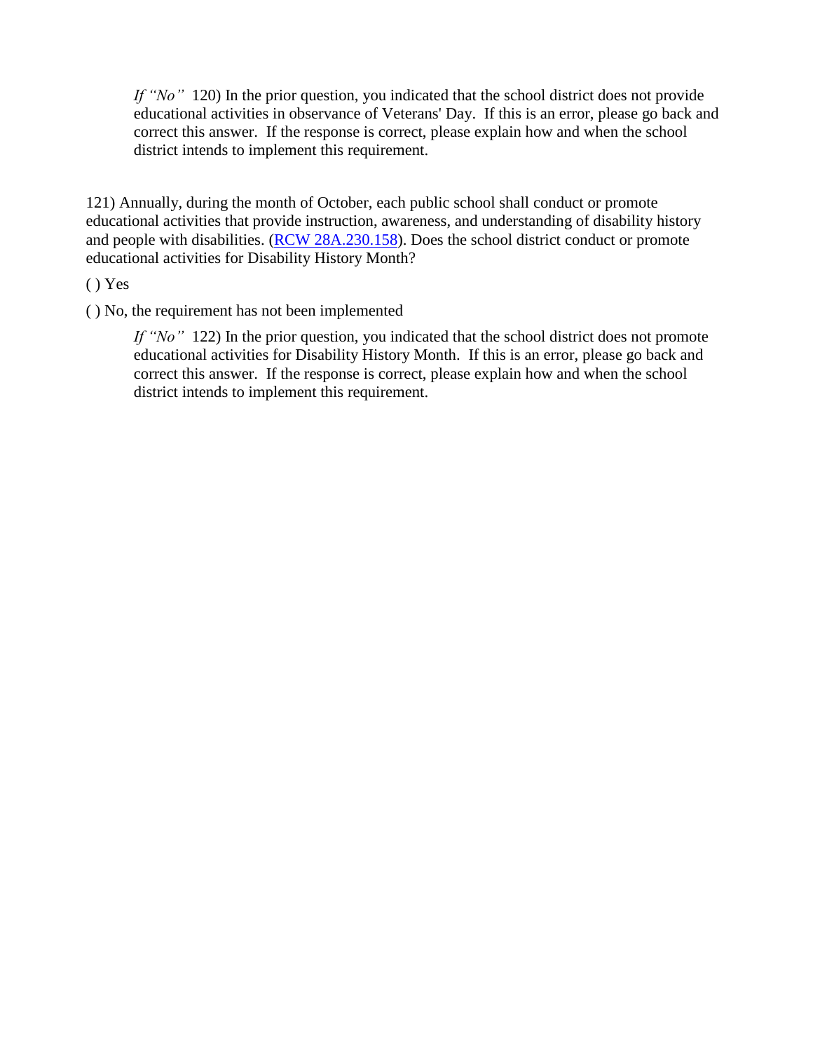> *If "No"* 120) In the prior question, you indicated that the school district does not provide educational activities in observance of Veterans' Day. If this is an error, please go back and correct this answer. If the response is correct, please explain how and when the school district intends to implement this requirement.

121) Annually, during the month of October, each public school shall conduct or promote educational activities that provide instruction, awareness, and understanding of disability history and people with disabilities. ([RCW 28A.230.158](RCW 28A.230.158)). Does the school district conduct or promote educational activities for Disability History Month?

( ) Yes

( ) No, the requirement has not been implemented

> *If "No"* 122) In the prior question, you indicated that the school district does not promote educational activities for Disability History Month. If this is an error, please go back and correct this answer. If the response is correct, please explain how and when the school district intends to implement this requirement.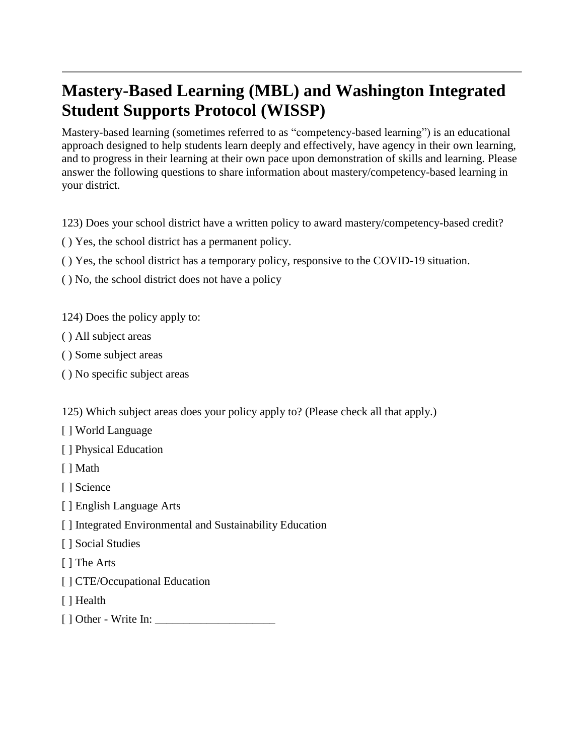---

## Mastery-Based Learning (MBL) and Washington Integrated Student Supports Protocol (WISSP)

Mastery-based learning (sometimes referred to as "competency-based learning") is an educational approach designed to help students learn deeply and effectively, have agency in their own learning, and to progress in their learning at their own pace upon demonstration of skills and learning. Please answer the following questions to share information about mastery/competency-based learning in your district.

123) Does your school district have a written policy to award mastery/competency-based credit?

( ) Yes, the school district has a permanent policy.

( ) Yes, the school district has a temporary policy, responsive to the COVID-19 situation.

( ) No, the school district does not have a policy

124) Does the policy apply to:

( ) All subject areas

( ) Some subject areas

( ) No specific subject areas

125) Which subject areas does your policy apply to? (Please check all that apply.)

[ ] World Language

[ ] Physical Education

[ ] Math

[ ] Science

[ ] English Language Arts

[ ] Integrated Environmental and Sustainability Education

[ ] Social Studies

[ ] The Arts

[ ] CTE/Occupational Education

[ ] Health

[ ] Other - Write In: ____________________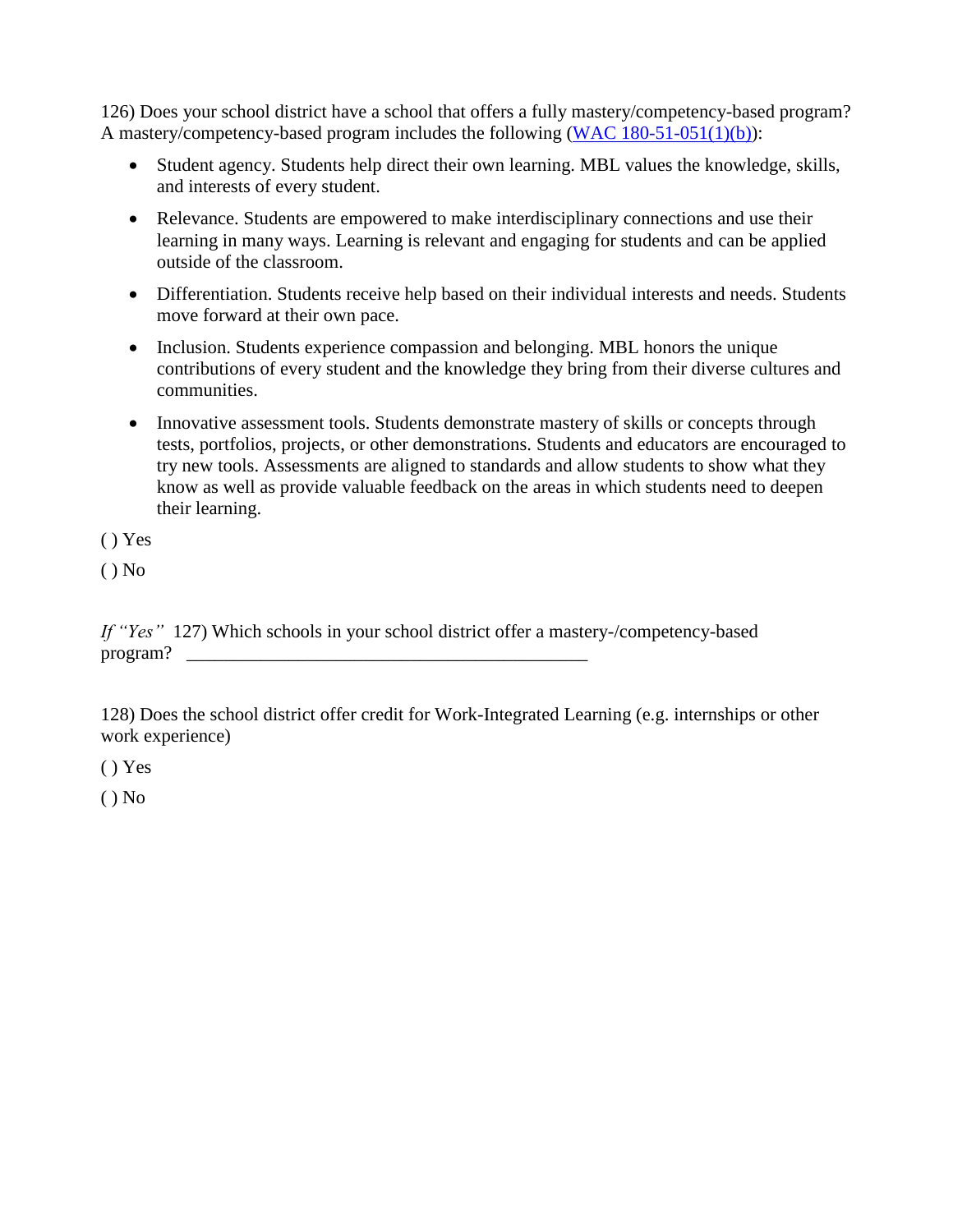126) Does your school district have a school that offers a fully mastery/competency-based program? A mastery/competency-based program includes the following ([WAC 180-51-051(1)(b)](https://app.leg.wa.gov/WAC/default.aspx?cite=180-51-051)):

- Student agency. Students help direct their own learning. MBL values the knowledge, skills, and interests of every student.
- Relevance. Students are empowered to make interdisciplinary connections and use their learning in many ways. Learning is relevant and engaging for students and can be applied outside of the classroom.
- Differentiation. Students receive help based on their individual interests and needs. Students move forward at their own pace.
- Inclusion. Students experience compassion and belonging. MBL honors the unique contributions of every student and the knowledge they bring from their diverse cultures and communities.
- Innovative assessment tools. Students demonstrate mastery of skills or concepts through tests, portfolios, projects, or other demonstrations. Students and educators are encouraged to try new tools. Assessments are aligned to standards and allow students to show what they know as well as provide valuable feedback on the areas in which students need to deepen their learning.

( ) Yes

( ) No

*If "Yes"* 127) Which schools in your school district offer a mastery-/competency-based program? ____________________________________________

128) Does the school district offer credit for Work-Integrated Learning (e.g. internships or other work experience)

( ) Yes

( ) No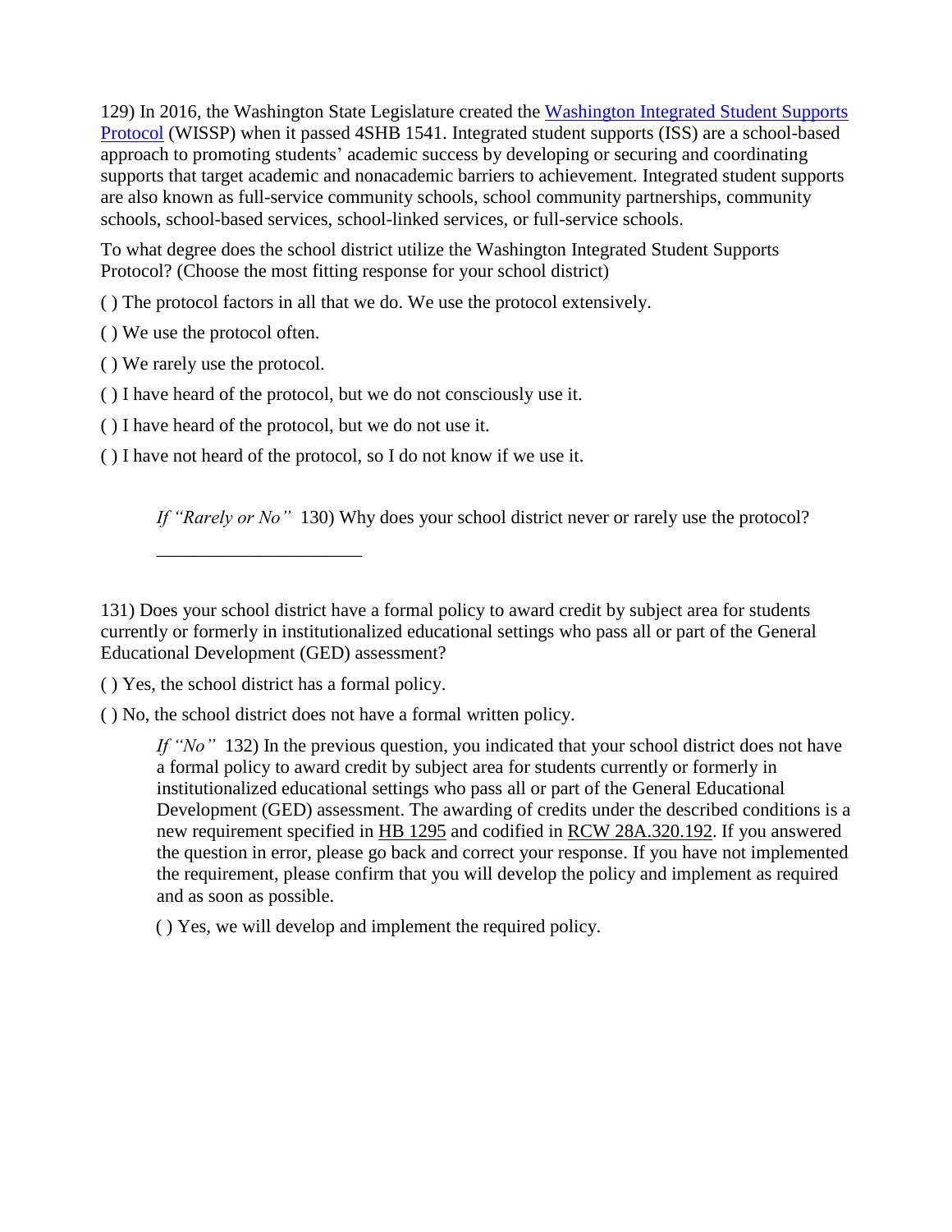129) In 2016, the Washington State Legislature created the [Washington Integrated Student Supports Protocol](#) (WISSP) when it passed 4SHB 1541. Integrated student supports (ISS) are a school-based approach to promoting students' academic success by developing or securing and coordinating supports that target academic and nonacademic barriers to achievement. Integrated student supports are also known as full-service community schools, school community partnerships, community schools, school-based services, school-linked services, or full-service schools.

To what degree does the school district utilize the Washington Integrated Student Supports Protocol? (Choose the most fitting response for your school district)

( ) The protocol factors in all that we do. We use the protocol extensively.

( ) We use the protocol often.

( ) We rarely use the protocol.

( ) I have heard of the protocol, but we do not consciously use it.

( ) I have heard of the protocol, but we do not use it.

( ) I have not heard of the protocol, so I do not know if we use it.

> *If "Rarely or No"* 130) Why does your school district never or rarely use the protocol?
>
> ______________________

131) Does your school district have a formal policy to award credit by subject area for students currently or formerly in institutionalized educational settings who pass all or part of the General Educational Development (GED) assessment?

( ) Yes, the school district has a formal policy.

( ) No, the school district does not have a formal written policy.

> *If "No"* 132) In the previous question, you indicated that your school district does not have a formal policy to award credit by subject area for students currently or formerly in institutionalized educational settings who pass all or part of the General Educational Development (GED) assessment. The awarding of credits under the described conditions is a new requirement specified in HB 1295 and codified in RCW 28A.320.192. If you answered the question in error, please go back and correct your response. If you have not implemented the requirement, please confirm that you will develop the policy and implement as required and as soon as possible.
>
> ( ) Yes, we will develop and implement the required policy.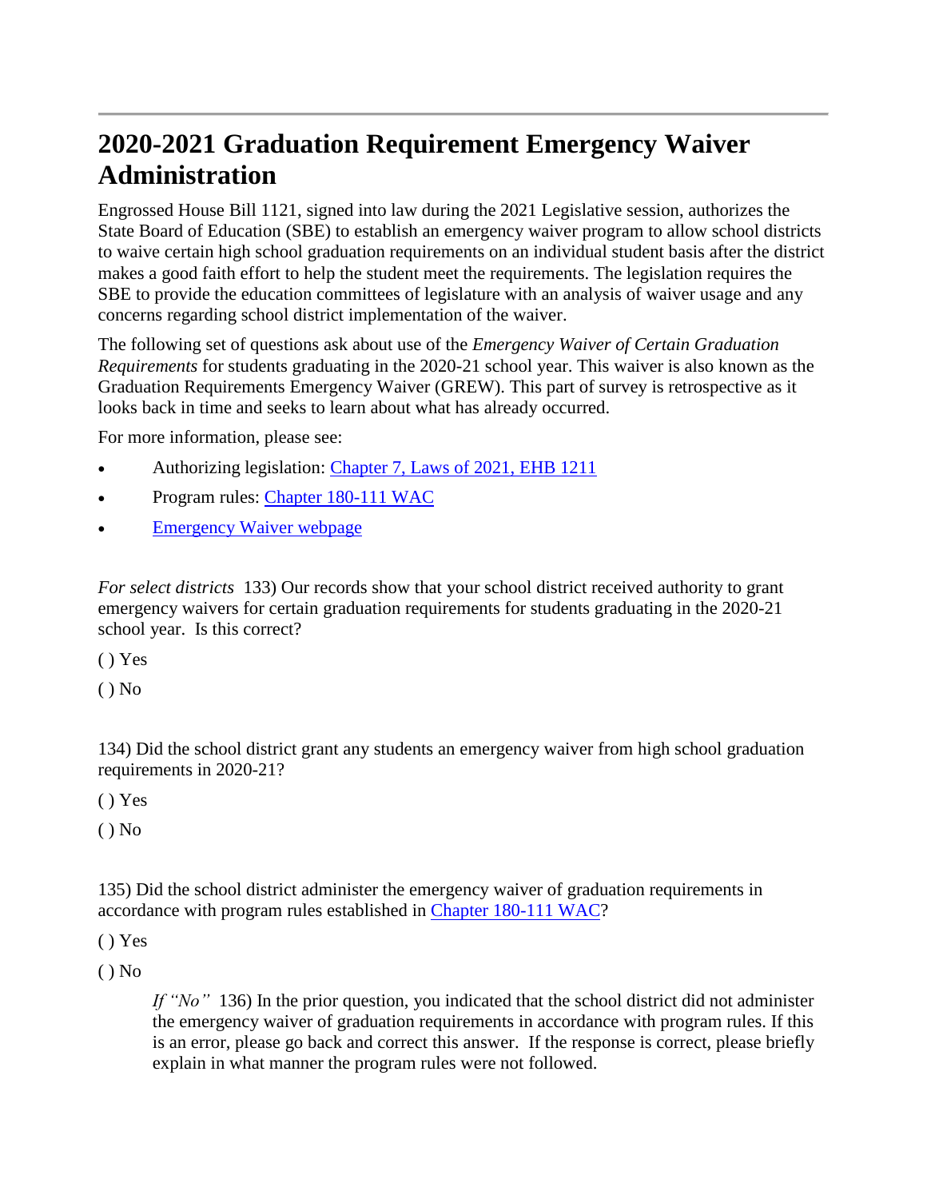## 2020-2021 Graduation Requirement Emergency Waiver Administration

Engrossed House Bill 1121, signed into law during the 2021 Legislative session, authorizes the State Board of Education (SBE) to establish an emergency waiver program to allow school districts to waive certain high school graduation requirements on an individual student basis after the district makes a good faith effort to help the student meet the requirements. The legislation requires the SBE to provide the education committees of legislature with an analysis of waiver usage and any concerns regarding school district implementation of the waiver.

The following set of questions ask about use of the *Emergency Waiver of Certain Graduation Requirements* for students graduating in the 2020-21 school year. This waiver is also known as the Graduation Requirements Emergency Waiver (GREW). This part of survey is retrospective as it looks back in time and seeks to learn about what has already occurred.

For more information, please see:

- Authorizing legislation: [Chapter 7, Laws of 2021, EHB 1211]()
- Program rules: [Chapter 180-111 WAC]()
- [Emergency Waiver webpage]()

*For select districts* 133) Our records show that your school district received authority to grant emergency waivers for certain graduation requirements for students graduating in the 2020-21 school year. Is this correct?

( ) Yes

( ) No

134) Did the school district grant any students an emergency waiver from high school graduation requirements in 2020-21?

( ) Yes

( ) No

135) Did the school district administer the emergency waiver of graduation requirements in accordance with program rules established in [Chapter 180-111 WAC]()?

( ) Yes

( ) No

> *If "No"* 136) In the prior question, you indicated that the school district did not administer the emergency waiver of graduation requirements in accordance with program rules. If this is an error, please go back and correct this answer. If the response is correct, please briefly explain in what manner the program rules were not followed.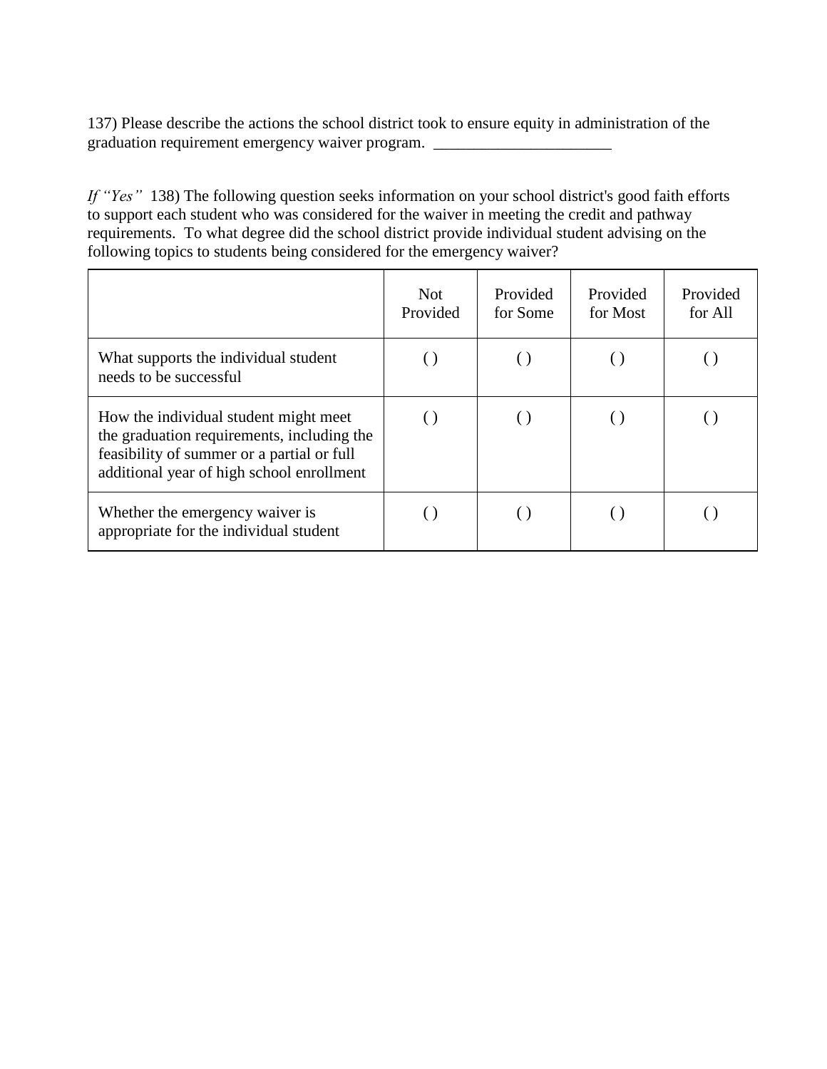137) Please describe the actions the school district took to ensure equity in administration of the graduation requirement emergency waiver program. _______________________

*If "Yes"* 138) The following question seeks information on your school district's good faith efforts to support each student who was considered for the waiver in meeting the credit and pathway requirements. To what degree did the school district provide individual student advising on the following topics to students being considered for the emergency waiver?

| | Not Provided | Provided for Some | Provided for Most | Provided for All |
|---|---|---|---|---|
| What supports the individual student needs to be successful | ( ) | ( ) | ( ) | ( ) |
| How the individual student might meet the graduation requirements, including the feasibility of summer or a partial or full additional year of high school enrollment | ( ) | ( ) | ( ) | ( ) |
| Whether the emergency waiver is appropriate for the individual student | ( ) | ( ) | ( ) | ( ) |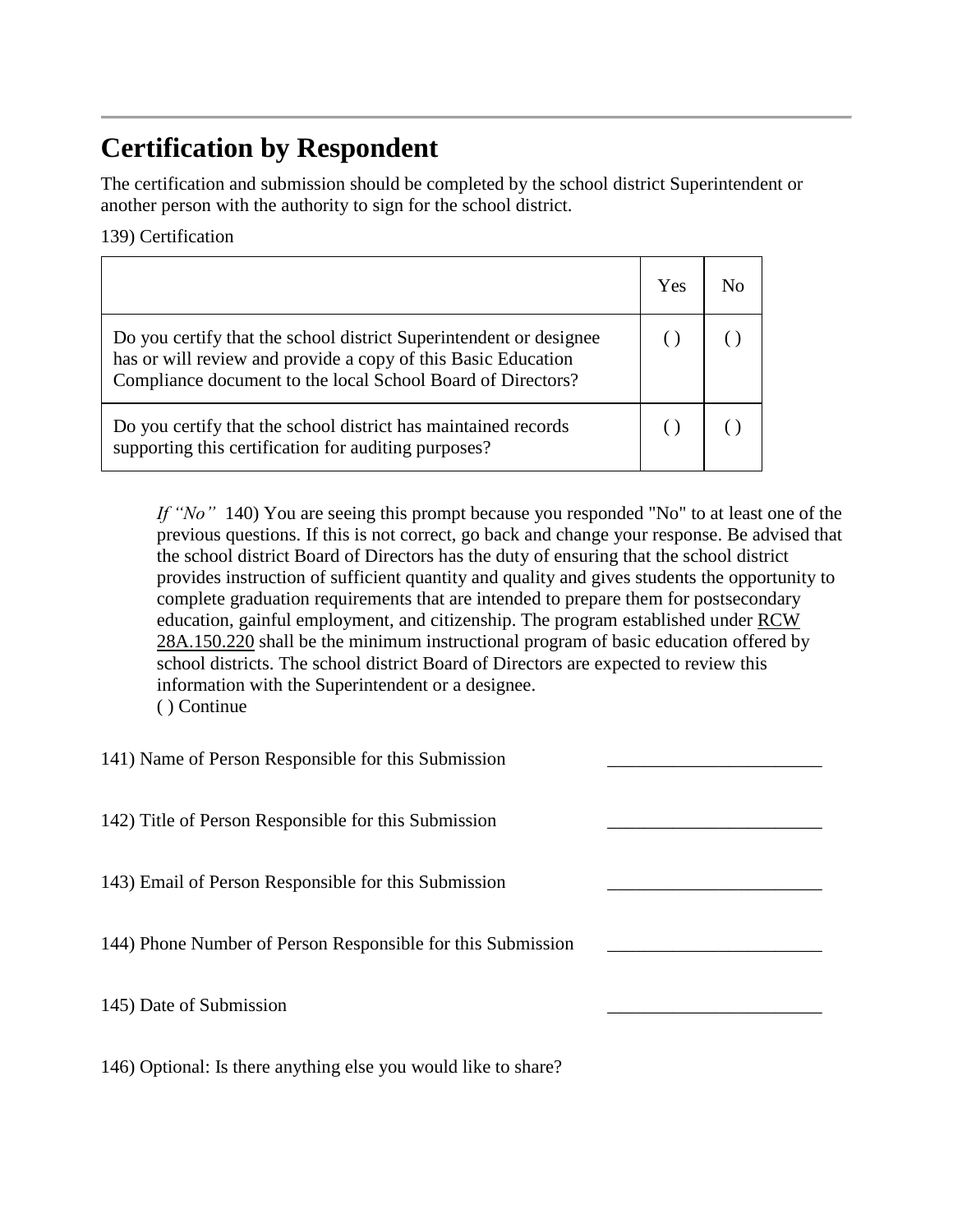## Certification by Respondent

The certification and submission should be completed by the school district Superintendent or another person with the authority to sign for the school district.

139) Certification

| | Yes | No |
|---|---|---|
| Do you certify that the school district Superintendent or designee has or will review and provide a copy of this Basic Education Compliance document to the local School Board of Directors? | ( ) | ( ) |
| Do you certify that the school district has maintained records supporting this certification for auditing purposes? | ( ) | ( ) |

*If "No"* 140) You are seeing this prompt because you responded "No" to at least one of the previous questions. If this is not correct, go back and change your response. Be advised that the school district Board of Directors has the duty of ensuring that the school district provides instruction of sufficient quantity and quality and gives students the opportunity to complete graduation requirements that are intended to prepare them for postsecondary education, gainful employment, and citizenship. The program established under RCW 28A.150.220 shall be the minimum instructional program of basic education offered by school districts. The school district Board of Directors are expected to review this information with the Superintendent or a designee.
( ) Continue

141) Name of Person Responsible for this Submission _______________________

142) Title of Person Responsible for this Submission _______________________

143) Email of Person Responsible for this Submission _______________________

144) Phone Number of Person Responsible for this Submission _______________________

145) Date of Submission _______________________

146) Optional: Is there anything else you would like to share?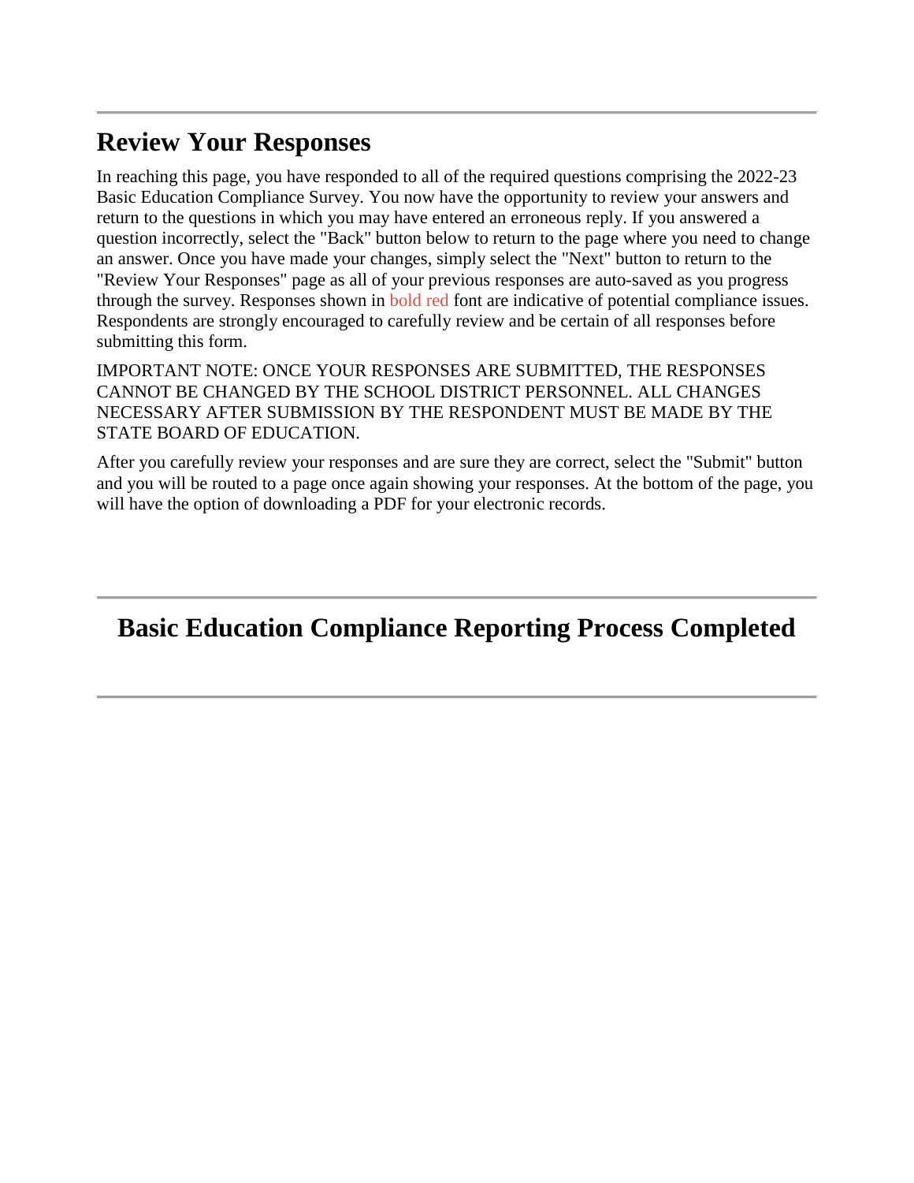## Review Your Responses

In reaching this page, you have responded to all of the required questions comprising the 2022-23 Basic Education Compliance Survey. You now have the opportunity to review your answers and return to the questions in which you may have entered an erroneous reply. If you answered a question incorrectly, select the "Back" button below to return to the page where you need to change an answer. Once you have made your changes, simply select the "Next" button to return to the "Review Your Responses" page as all of your previous responses are auto-saved as you progress through the survey. Responses shown in bold red font are indicative of potential compliance issues. Respondents are strongly encouraged to carefully review and be certain of all responses before submitting this form.

IMPORTANT NOTE: ONCE YOUR RESPONSES ARE SUBMITTED, THE RESPONSES CANNOT BE CHANGED BY THE SCHOOL DISTRICT PERSONNEL. ALL CHANGES NECESSARY AFTER SUBMISSION BY THE RESPONDENT MUST BE MADE BY THE STATE BOARD OF EDUCATION.

After you carefully review your responses and are sure they are correct, select the "Submit" button and you will be routed to a page once again showing your responses. At the bottom of the page, you will have the option of downloading a PDF for your electronic records.

## Basic Education Compliance Reporting Process Completed